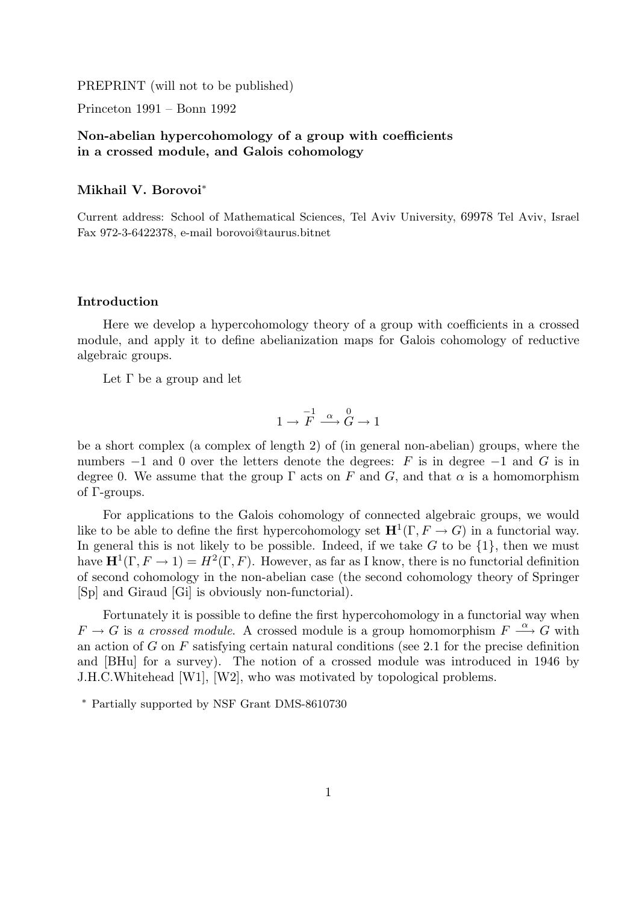PREPRINT (will not to be published)

Princeton 1991 – Bonn 1992

**Non-abelian hypercohomology of a group with coefficients in a crossed module, and Galois cohomology**

**Mikhail V. Borovoi***

Current address: School of Mathematical Sciences, Tel Aviv University, 69978 Tel Aviv, Israel
Fax 972-3-6422378, e-mail borovoi@taurus.bitnet

## Introduction

Here we develop a hypercohomology theory of a group with coefficients in a crossed module, and apply it to define abelianization maps for Galois cohomology of reductive algebraic groups.

Let $\Gamma$ be a group and let

$$1 \to \overset{-1}{F} \xrightarrow{\alpha} \overset{0}{G} \to 1$$

be a short complex (a complex of length 2) of (in general non-abelian) groups, where the numbers $-1$ and $0$ over the letters denote the degrees: $F$ is in degree $-1$ and $G$ is in degree 0. We assume that the group $\Gamma$ acts on $F$ and $G$, and that $\alpha$ is a homomorphism of $\Gamma$-groups.

For applications to the Galois cohomology of connected algebraic groups, we would like to be able to define the first hypercohomology set $\mathbf{H}^1(\Gamma, F \to G)$ in a functorial way. In general this is not likely to be possible. Indeed, if we take $G$ to be $\{1\}$, then we must have $\mathbf{H}^1(\Gamma, F \to 1) = H^2(\Gamma, F)$. However, as far as I know, there is no functorial definition of second cohomology in the non-abelian case (the second cohomology theory of Springer [Sp] and Giraud [Gi] is obviously non-functorial).

Fortunately it is possible to define the first hypercohomology in a functorial way when $F \to G$ is *a crossed module*. A crossed module is a group homomorphism $F \xrightarrow{\alpha} G$ with an action of $G$ on $F$ satisfying certain natural conditions (see 2.1 for the precise definition and [BHu] for a survey). The notion of a crossed module was introduced in 1946 by J.H.C.Whitehead [W1], [W2], who was motivated by topological problems.

* Partially supported by NSF Grant DMS-8610730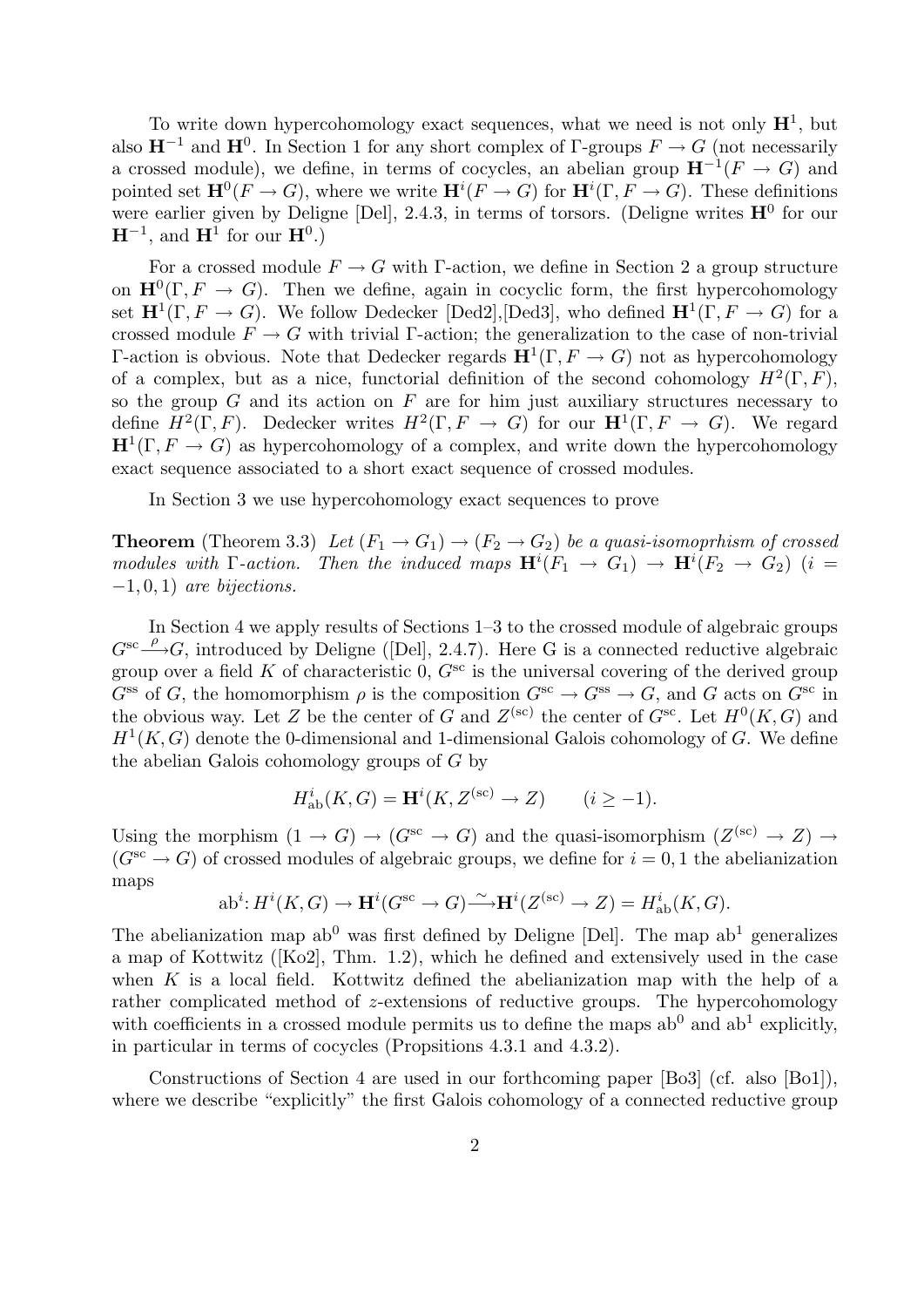To write down hypercohomology exact sequences, what we need is not only $\mathbf{H}^1$, but also $\mathbf{H}^{-1}$ and $\mathbf{H}^0$. In Section 1 for any short complex of $\Gamma$-groups $F \to G$ (not necessarily a crossed module), we define, in terms of cocycles, an abelian group $\mathbf{H}^{-1}(F \to G)$ and pointed set $\mathbf{H}^0(F \to G)$, where we write $\mathbf{H}^i(F \to G)$ for $\mathbf{H}^i(\Gamma, F \to G)$. These definitions were earlier given by Deligne [Del], 2.4.3, in terms of torsors. (Deligne writes $\mathbf{H}^0$ for our $\mathbf{H}^{-1}$, and $\mathbf{H}^1$ for our $\mathbf{H}^0$.)

For a crossed module $F \to G$ with $\Gamma$-action, we define in Section 2 a group structure on $\mathbf{H}^0(\Gamma, F \to G)$. Then we define, again in cocyclic form, the first hypercohomology set $\mathbf{H}^1(\Gamma, F \to G)$. We follow Dedecker [Ded2],[Ded3], who defined $\mathbf{H}^1(\Gamma, F \to G)$ for a crossed module $F \to G$ with trivial $\Gamma$-action; the generalization to the case of non-trivial $\Gamma$-action is obvious. Note that Dedecker regards $\mathbf{H}^1(\Gamma, F \to G)$ not as hypercohomology of a complex, but as a nice, functorial definition of the second cohomology $H^2(\Gamma, F)$, so the group $G$ and its action on $F$ are for him just auxiliary structures necessary to define $H^2(\Gamma, F)$. Dedecker writes $H^2(\Gamma, F \to G)$ for our $\mathbf{H}^1(\Gamma, F \to G)$. We regard $\mathbf{H}^1(\Gamma, F \to G)$ as hypercohomology of a complex, and write down the hypercohomology exact sequence associated to a short exact sequence of crossed modules.

In Section 3 we use hypercohomology exact sequences to prove

**Theorem** (Theorem 3.3) *Let $(F_1 \to G_1) \to (F_2 \to G_2)$ be a quasi-isomoprhism of crossed modules with $\Gamma$-action. Then the induced maps $\mathbf{H}^i(F_1 \to G_1) \to \mathbf{H}^i(F_2 \to G_2)$ ($i = -1, 0, 1$) are bijections.*

In Section 4 we apply results of Sections 1–3 to the crossed module of algebraic groups $G^{\mathrm{sc}} \xrightarrow{\rho} G$, introduced by Deligne ([Del], 2.4.7). Here G is a connected reductive algebraic group over a field $K$ of characteristic 0, $G^{\mathrm{sc}}$ is the universal covering of the derived group $G^{\mathrm{ss}}$ of $G$, the homomorphism $\rho$ is the composition $G^{\mathrm{sc}} \to G^{\mathrm{ss}} \to G$, and $G$ acts on $G^{\mathrm{sc}}$ in the obvious way. Let $Z$ be the center of $G$ and $Z^{(\mathrm{sc})}$ the center of $G^{\mathrm{sc}}$. Let $H^0(K, G)$ and $H^1(K, G)$ denote the 0-dimensional and 1-dimensional Galois cohomology of $G$. We define the abelian Galois cohomology groups of $G$ by

$$H^i_{\mathrm{ab}}(K, G) = \mathbf{H}^i(K, Z^{(\mathrm{sc})} \to Z) \qquad (i \geq -1).$$

Using the morphism $(1 \to G) \to (G^{\mathrm{sc}} \to G)$ and the quasi-isomorphism $(Z^{(\mathrm{sc})} \to Z) \to (G^{\mathrm{sc}} \to G)$ of crossed modules of algebraic groups, we define for $i = 0, 1$ the abelianization maps

$$\mathrm{ab}^i \colon H^i(K, G) \to \mathbf{H}^i(G^{\mathrm{sc}} \to G) \xrightarrow{\sim} \mathbf{H}^i(Z^{(\mathrm{sc})} \to Z) = H^i_{\mathrm{ab}}(K, G).$$

The abelianization map $\mathrm{ab}^0$ was first defined by Deligne [Del]. The map $\mathrm{ab}^1$ generalizes a map of Kottwitz ([Ko2], Thm. 1.2), which he defined and extensively used in the case when $K$ is a local field. Kottwitz defined the abelianization map with the help of a rather complicated method of $z$-extensions of reductive groups. The hypercohomology with coefficients in a crossed module permits us to define the maps $\mathrm{ab}^0$ and $\mathrm{ab}^1$ explicitly, in particular in terms of cocycles (Propsitions 4.3.1 and 4.3.2).

Constructions of Section 4 are used in our forthcoming paper [Bo3] (cf. also [Bo1]), where we describe "explicitly" the first Galois cohomology of a connected reductive group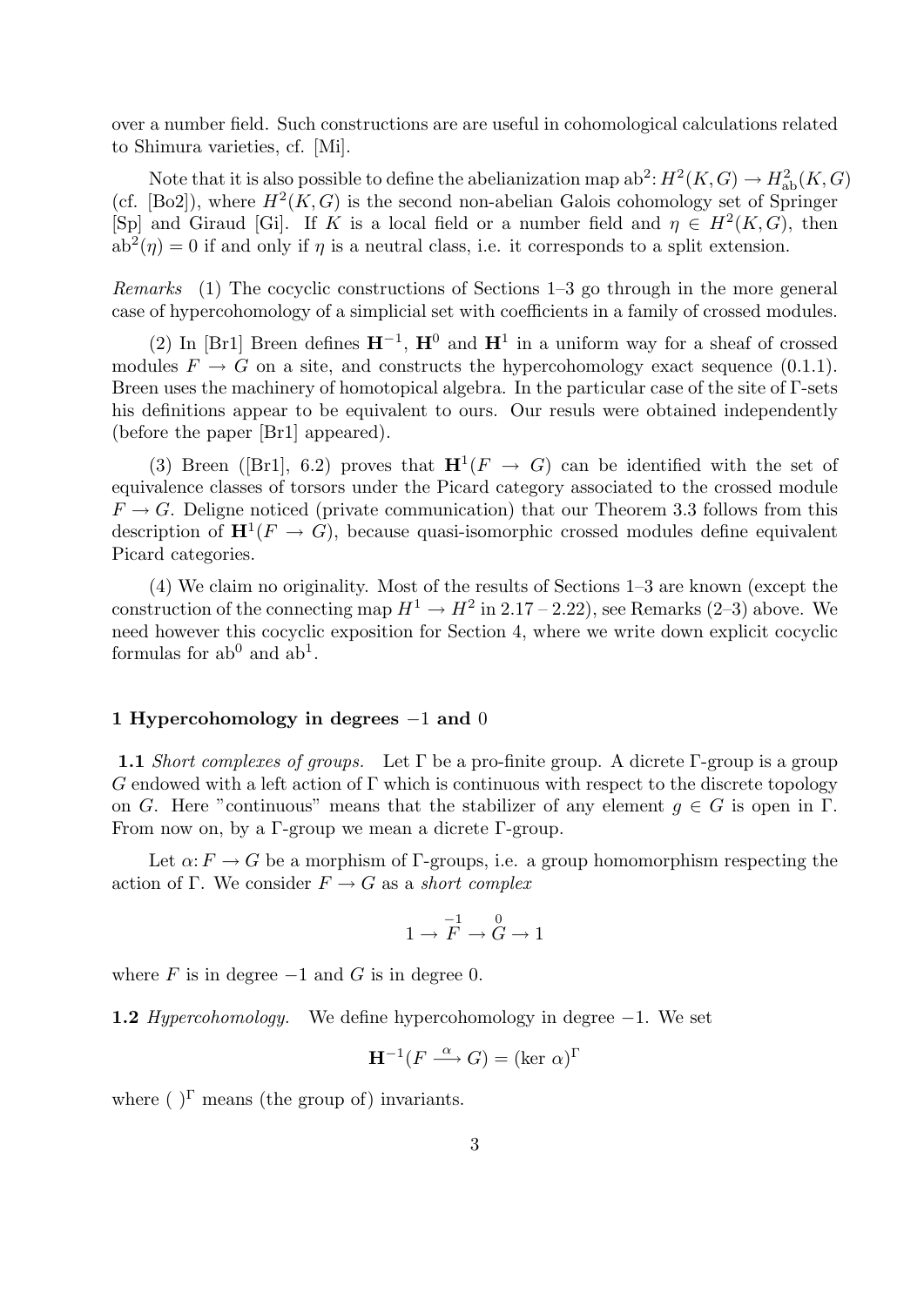over a number field. Such constructions are are useful in cohomological calculations related to Shimura varieties, cf. [Mi].

Note that it is also possible to define the abelianization map $\mathrm{ab}^2\colon H^2(K,G) \to H^2_{\mathrm{ab}}(K,G)$ (cf. [Bo2]), where $H^2(K,G)$ is the second non-abelian Galois cohomology set of Springer [Sp] and Giraud [Gi]. If $K$ is a local field or a number field and $\eta \in H^2(K,G)$, then $\mathrm{ab}^2(\eta) = 0$ if and only if $\eta$ is a neutral class, i.e. it corresponds to a split extension.

*Remarks* (1) The cocyclic constructions of Sections 1–3 go through in the more general case of hypercohomology of a simplicial set with coefficients in a family of crossed modules.

(2) In [Br1] Breen defines $\mathbf{H}^{-1}$, $\mathbf{H}^0$ and $\mathbf{H}^1$ in a uniform way for a sheaf of crossed modules $F \to G$ on a site, and constructs the hypercohomology exact sequence (0.1.1). Breen uses the machinery of homotopical algebra. In the particular case of the site of $\Gamma$-sets his definitions appear to be equivalent to ours. Our resuls were obtained independently (before the paper [Br1] appeared).

(3) Breen ([Br1], 6.2) proves that $\mathbf{H}^1(F \to G)$ can be identified with the set of equivalence classes of torsors under the Picard category associated to the crossed module $F \to G$. Deligne noticed (private communication) that our Theorem 3.3 follows from this description of $\mathbf{H}^1(F \to G)$, because quasi-isomorphic crossed modules define equivalent Picard categories.

(4) We claim no originality. Most of the results of Sections 1–3 are known (except the construction of the connecting map $H^1 \to H^2$ in 2.17 – 2.22), see Remarks (2–3) above. We need however this cocyclic exposition for Section 4, where we write down explicit cocyclic formulas for $\mathrm{ab}^0$ and $\mathrm{ab}^1$.

## 1 Hypercohomology in degrees $-1$ and $0$

**1.1** *Short complexes of groups.* Let $\Gamma$ be a pro-finite group. A dicrete $\Gamma$-group is a group $G$ endowed with a left action of $\Gamma$ which is continuous with respect to the discrete topology on $G$. Here "continuous" means that the stabilizer of any element $g \in G$ is open in $\Gamma$. From now on, by a $\Gamma$-group we mean a dicrete $\Gamma$-group.

Let $\alpha\colon F \to G$ be a morphism of $\Gamma$-groups, i.e. a group homomorphism respecting the action of $\Gamma$. We consider $F \to G$ as a *short complex*

$$1 \to \overset{-1}{F} \to \overset{0}{G} \to 1$$

where $F$ is in degree $-1$ and $G$ is in degree 0.

**1.2** *Hypercohomology.* We define hypercohomology in degree $-1$. We set

$$\mathbf{H}^{-1}(F \xrightarrow{\alpha} G) = (\ker\, \alpha)^\Gamma$$

where $(\ )^\Gamma$ means (the group of) invariants.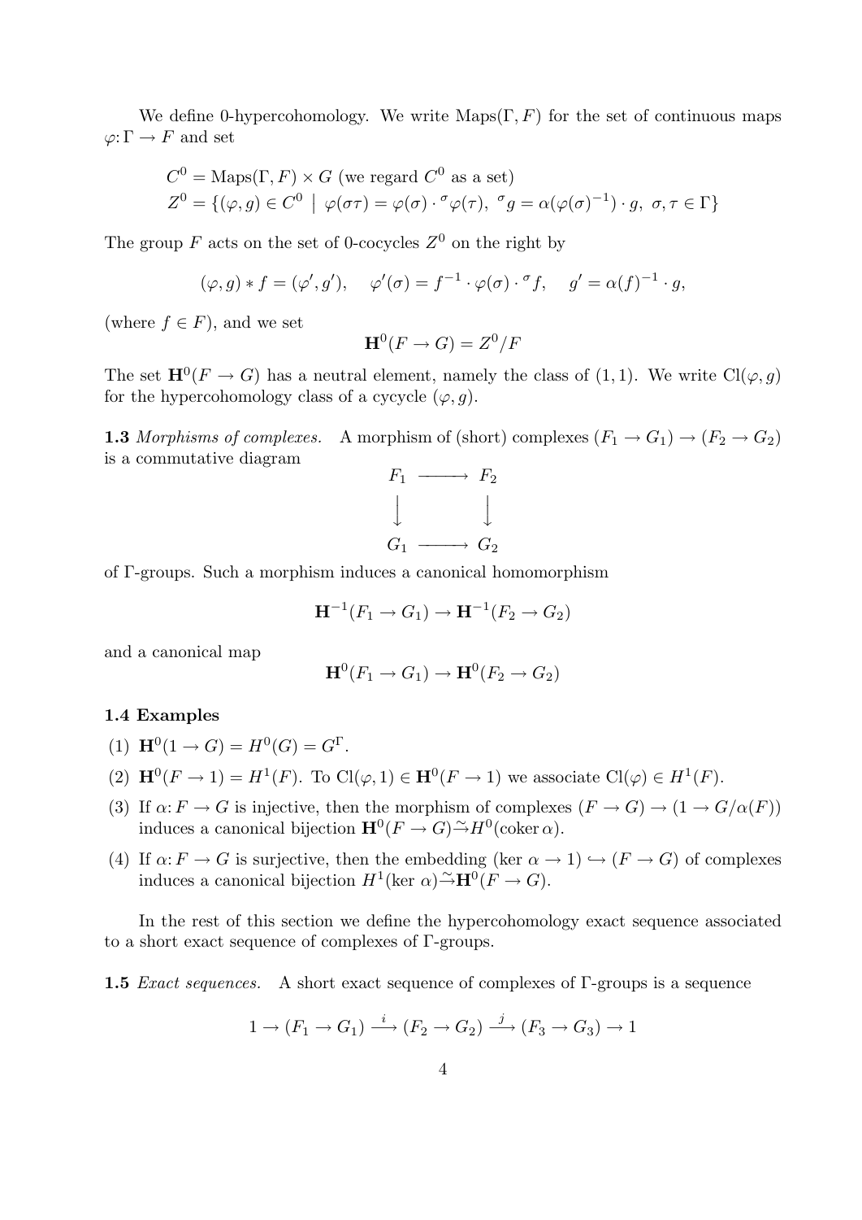We define 0-hypercohomology. We write $\mathrm{Maps}(\Gamma, F)$ for the set of continuous maps $\varphi\colon \Gamma \to F$ and set

$$C^0 = \mathrm{Maps}(\Gamma, F) \times G \text{ (we regard } C^0 \text{ as a set)}$$
$$Z^0 = \{(\varphi, g) \in C^0 \mid \varphi(\sigma\tau) = \varphi(\sigma) \cdot {}^{\sigma}\varphi(\tau),\ {}^{\sigma}g = \alpha(\varphi(\sigma)^{-1}) \cdot g,\ \sigma, \tau \in \Gamma\}$$

The group $F$ acts on the set of 0-cocycles $Z^0$ on the right by

$$(\varphi, g) * f = (\varphi', g'), \quad \varphi'(\sigma) = f^{-1} \cdot \varphi(\sigma) \cdot {}^{\sigma}f, \quad g' = \alpha(f)^{-1} \cdot g,$$

(where $f \in F$), and we set

$$\mathbf{H}^0(F \to G) = Z^0/F$$

The set $\mathbf{H}^0(F \to G)$ has a neutral element, namely the class of $(1, 1)$. We write $\mathrm{Cl}(\varphi, g)$ for the hypercohomology class of a cycycle $(\varphi, g)$.

**1.3** *Morphisms of complexes.* A morphism of (short) complexes $(F_1 \to G_1) \to (F_2 \to G_2)$ is a commutative diagram

$$\begin{array}{ccc} F_1 & \longrightarrow & F_2 \\ \downarrow & & \downarrow \\ G_1 & \longrightarrow & G_2 \end{array}$$

of $\Gamma$-groups. Such a morphism induces a canonical homomorphism

$$\mathbf{H}^{-1}(F_1 \to G_1) \to \mathbf{H}^{-1}(F_2 \to G_2)$$

and a canonical map

$$\mathbf{H}^0(F_1 \to G_1) \to \mathbf{H}^0(F_2 \to G_2)$$

**1.4 Examples**

(1) $\mathbf{H}^0(1 \to G) = H^0(G) = G^{\Gamma}$.

(2) $\mathbf{H}^0(F \to 1) = H^1(F)$. To $\mathrm{Cl}(\varphi, 1) \in \mathbf{H}^0(F \to 1)$ we associate $\mathrm{Cl}(\varphi) \in H^1(F)$.

(3) If $\alpha\colon F \to G$ is injective, then the morphism of complexes $(F \to G) \to (1 \to G/\alpha(F))$ induces a canonical bijection $\mathbf{H}^0(F \to G) \xrightarrow{\sim} H^0(\mathrm{coker}\,\alpha)$.

(4) If $\alpha\colon F \to G$ is surjective, then the embedding $(\ker\,\alpha \to 1) \hookrightarrow (F \to G)$ of complexes induces a canonical bijection $H^1(\ker\,\alpha) \xrightarrow{\sim} \mathbf{H}^0(F \to G)$.

In the rest of this section we define the hypercohomology exact sequence associated to a short exact sequence of complexes of $\Gamma$-groups.

**1.5** *Exact sequences.* A short exact sequence of complexes of $\Gamma$-groups is a sequence

$$1 \to (F_1 \to G_1) \xrightarrow{\ i\ } (F_2 \to G_2) \xrightarrow{\ j\ } (F_3 \to G_3) \to 1$$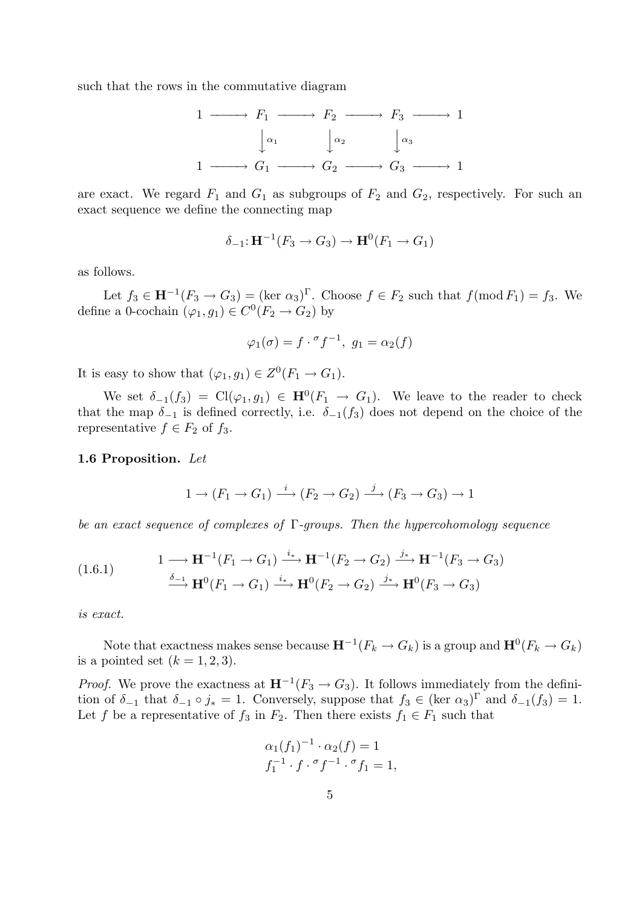such that the rows in the commutative diagram

$$\begin{array}{ccccccccc} 1 & \longrightarrow & F_1 & \longrightarrow & F_2 & \longrightarrow & F_3 & \longrightarrow & 1 \\ & & \downarrow{\scriptstyle \alpha_1} & & \downarrow{\scriptstyle \alpha_2} & & \downarrow{\scriptstyle \alpha_3} & & \\ 1 & \longrightarrow & G_1 & \longrightarrow & G_2 & \longrightarrow & G_3 & \longrightarrow & 1 \end{array}$$

are exact. We regard $F_1$ and $G_1$ as subgroups of $F_2$ and $G_2$, respectively. For such an exact sequence we define the connecting map

$$\delta_{-1}\colon \mathbf{H}^{-1}(F_3 \to G_3) \to \mathbf{H}^0(F_1 \to G_1)$$

as follows.

Let $f_3 \in \mathbf{H}^{-1}(F_3 \to G_3) = (\ker\, \alpha_3)^\Gamma$. Choose $f \in F_2$ such that $f(\operatorname{mod} F_1) = f_3$. We define a 0-cochain $(\varphi_1, g_1) \in C^0(F_2 \to G_2)$ by

$$\varphi_1(\sigma) = f \cdot {}^\sigma f^{-1},\ g_1 = \alpha_2(f)$$

It is easy to show that $(\varphi_1, g_1) \in Z^0(F_1 \to G_1)$.

We set $\delta_{-1}(f_3) = \mathrm{Cl}(\varphi_1, g_1) \in \mathbf{H}^0(F_1 \to G_1)$. We leave to the reader to check that the map $\delta_{-1}$ is defined correctly, i.e. $\delta_{-1}(f_3)$ does not depend on the choice of the representative $f \in F_2$ of $f_3$.

**1.6 Proposition.** *Let*

$$1 \to (F_1 \to G_1) \xrightarrow{\ i\ } (F_2 \to G_2) \xrightarrow{\ j\ } (F_3 \to G_3) \to 1$$

*be an exact sequence of complexes of* $\Gamma$*-groups. Then the hypercohomology sequence*

$$\begin{aligned} (1.6.1) \qquad & 1 \longrightarrow \mathbf{H}^{-1}(F_1 \to G_1) \xrightarrow{i_*} \mathbf{H}^{-1}(F_2 \to G_2) \xrightarrow{j_*} \mathbf{H}^{-1}(F_3 \to G_3) \\ & \xrightarrow{\delta_{-1}} \mathbf{H}^0(F_1 \to G_1) \xrightarrow{i_*} \mathbf{H}^0(F_2 \to G_2) \xrightarrow{j_*} \mathbf{H}^0(F_3 \to G_3) \end{aligned}$$

*is exact.*

Note that exactness makes sense because $\mathbf{H}^{-1}(F_k \to G_k)$ is a group and $\mathbf{H}^0(F_k \to G_k)$ is a pointed set $(k = 1, 2, 3)$.

*Proof.* We prove the exactness at $\mathbf{H}^{-1}(F_3 \to G_3)$. It follows immediately from the definition of $\delta_{-1}$ that $\delta_{-1} \circ j_* = 1$. Conversely, suppose that $f_3 \in (\ker\, \alpha_3)^\Gamma$ and $\delta_{-1}(f_3) = 1$. Let $f$ be a representative of $f_3$ in $F_2$. Then there exists $f_1 \in F_1$ such that

$$\begin{aligned} \alpha_1(f_1)^{-1} \cdot \alpha_2(f) = 1 \\ f_1^{-1} \cdot f \cdot {}^\sigma f^{-1} \cdot {}^\sigma f_1 = 1, \end{aligned}$$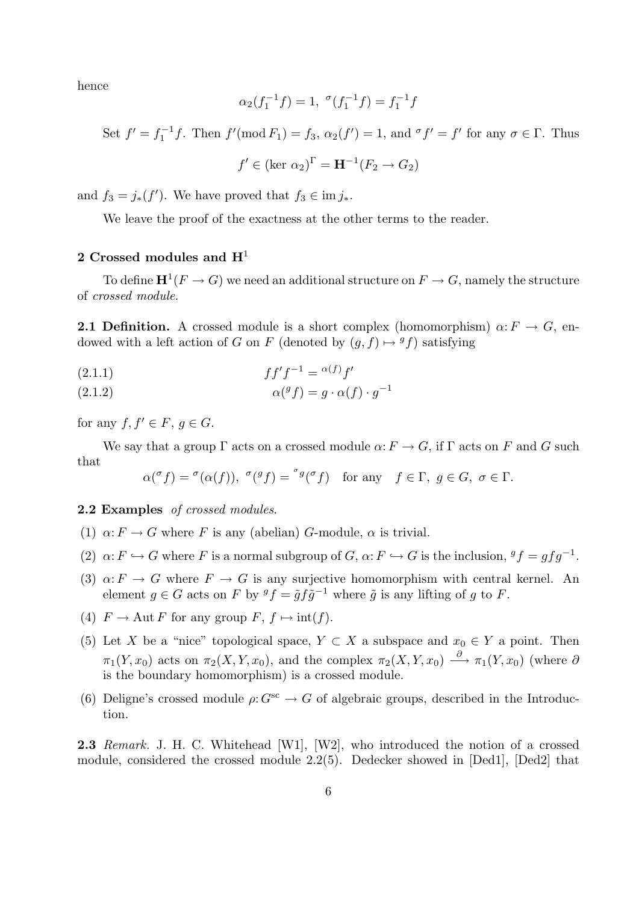hence

$$\alpha_2(f_1^{-1}f) = 1,\ {}^{\sigma}(f_1^{-1}f) = f_1^{-1}f$$

Set $f' = f_1^{-1}f$. Then $f'(\mathrm{mod}\, F_1) = f_3$, $\alpha_2(f') = 1$, and ${}^{\sigma}f' = f'$ for any $\sigma \in \Gamma$. Thus

$$f' \in (\ker\, \alpha_2)^{\Gamma} = \mathbf{H}^{-1}(F_2 \to G_2)$$

and $f_3 = j_*(f')$. We have proved that $f_3 \in \mathrm{im}\, j_*$.

We leave the proof of the exactness at the other terms to the reader.

## 2 Crossed modules and $\mathbf{H}^1$

To define $\mathbf{H}^1(F \to G)$ we need an additional structure on $F \to G$, namely the structure of *crossed module.*

**2.1 Definition.** A crossed module is a short complex (homomorphism) $\alpha: F \to G$, endowed with a left action of $G$ on $F$ (denoted by $(g, f) \mapsto {}^{g}f$) satisfying

$$ff'f^{-1} = {}^{\alpha(f)}f' \qquad (2.1.1)$$

$$\alpha({}^{g}f) = g \cdot \alpha(f) \cdot g^{-1} \qquad (2.1.2)$$

for any $f, f' \in F$, $g \in G$.

We say that a group $\Gamma$ acts on a crossed module $\alpha: F \to G$, if $\Gamma$ acts on $F$ and $G$ such that

$$\alpha({}^{\sigma}f) = {}^{\sigma}(\alpha(f)),\ {}^{\sigma}({}^{g}f) = {}^{{}^{\sigma}g}({}^{\sigma}f) \quad \text{for any} \quad f \in \Gamma,\ g \in G,\ \sigma \in \Gamma.$$

**2.2 Examples** *of crossed modules.*

1. $\alpha: F \to G$ where $F$ is any (abelian) $G$-module, $\alpha$ is trivial.
2. $\alpha: F \hookrightarrow G$ where $F$ is a normal subgroup of $G$, $\alpha: F \hookrightarrow G$ is the inclusion, ${}^{g}f = gfg^{-1}$.
3. $\alpha: F \to G$ where $F \to G$ is any surjective homomorphism with central kernel. An element $g \in G$ acts on $F$ by ${}^{g}f = \tilde{g}f\tilde{g}^{-1}$ where $\tilde{g}$ is any lifting of $g$ to $F$.
4. $F \to \mathrm{Aut}\, F$ for any group $F$, $f \mapsto \mathrm{int}(f)$.
5. Let $X$ be a "nice" topological space, $Y \subset X$ a subspace and $x_0 \in Y$ a point. Then $\pi_1(Y, x_0)$ acts on $\pi_2(X, Y, x_0)$, and the complex $\pi_2(X, Y, x_0) \xrightarrow{\partial} \pi_1(Y, x_0)$ (where $\partial$ is the boundary homomorphism) is a crossed module.
6. Deligne's crossed module $\rho: G^{\mathrm{sc}} \to G$ of algebraic groups, described in the Introduction.

**2.3** *Remark.* J. H. C. Whitehead [W1], [W2], who introduced the notion of a crossed module, considered the crossed module 2.2(5). Dedecker showed in [Ded1], [Ded2] that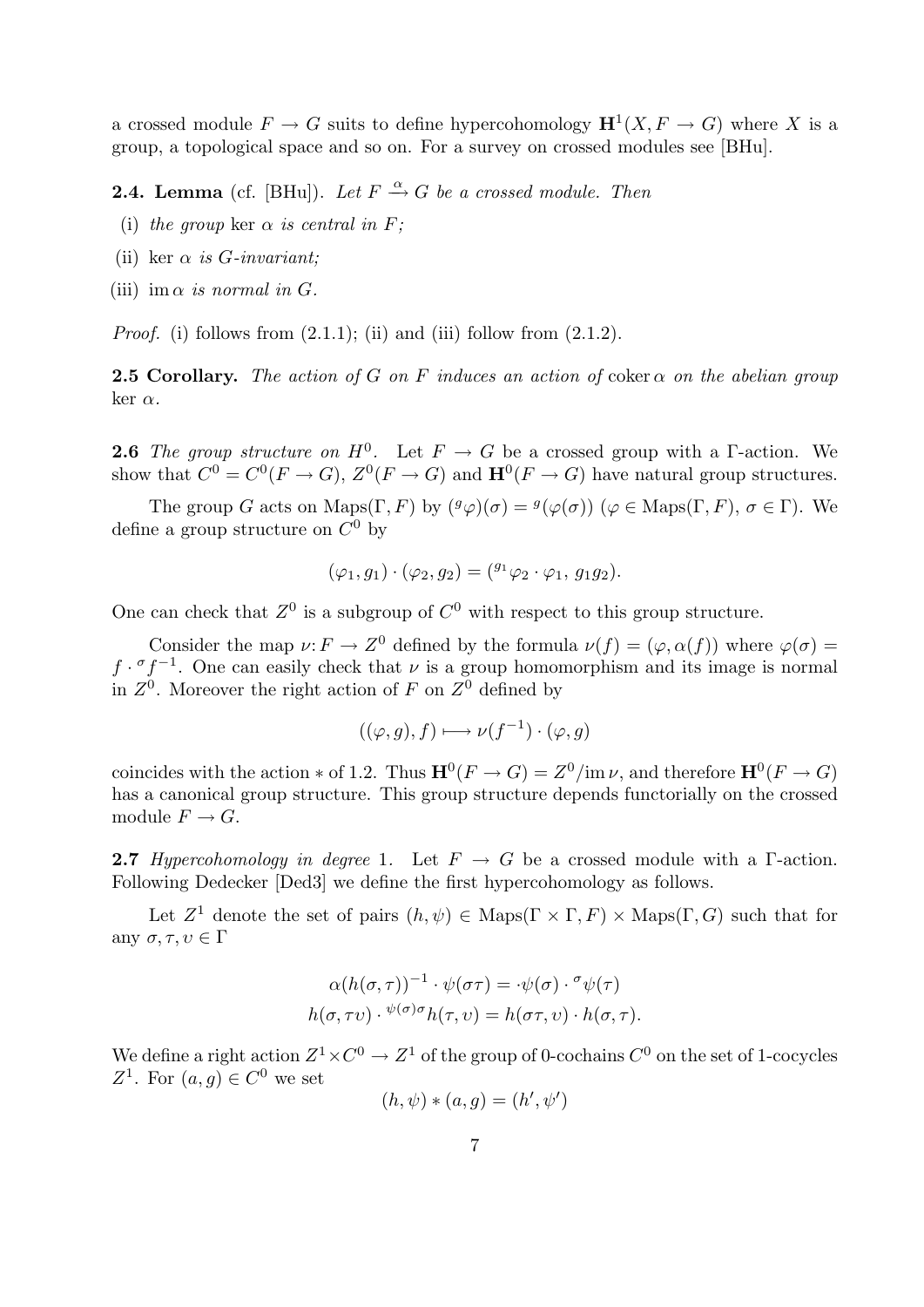a crossed module $F \to G$ suits to define hypercohomology $\mathbf{H}^1(X, F \to G)$ where $X$ is a group, a topological space and so on. For a survey on crossed modules see [BHu].

**2.4. Lemma** (cf. [BHu]). *Let $F \xrightarrow{\alpha} G$ be a crossed module. Then*

(i) *the group* $\ker \alpha$ *is central in* $F$*;*

(ii) $\ker \alpha$ *is* $G$*-invariant;*

(iii) $\operatorname{im} \alpha$ *is normal in* $G$.

*Proof.* (i) follows from (2.1.1); (ii) and (iii) follow from (2.1.2).

**2.5 Corollary.** *The action of $G$ on $F$ induces an action of* $\operatorname{coker} \alpha$ *on the abelian group* $\ker \alpha$.

**2.6** *The group structure on $H^0$.* Let $F \to G$ be a crossed group with a $\Gamma$-action. We show that $C^0 = C^0(F \to G)$, $Z^0(F \to G)$ and $\mathbf{H}^0(F \to G)$ have natural group structures.

The group $G$ acts on $\operatorname{Maps}(\Gamma, F)$ by $({}^g\varphi)(\sigma) = {}^g(\varphi(\sigma))$ ($\varphi \in \operatorname{Maps}(\Gamma, F)$, $\sigma \in \Gamma$). We define a group structure on $C^0$ by

$$(\varphi_1, g_1) \cdot (\varphi_2, g_2) = ({}^{g_1}\varphi_2 \cdot \varphi_1,\ g_1 g_2).$$

One can check that $Z^0$ is a subgroup of $C^0$ with respect to this group structure.

Consider the map $\nu \colon F \to Z^0$ defined by the formula $\nu(f) = (\varphi, \alpha(f))$ where $\varphi(\sigma) = f \cdot {}^\sigma f^{-1}$. One can easily check that $\nu$ is a group homomorphism and its image is normal in $Z^0$. Moreover the right action of $F$ on $Z^0$ defined by

$$((\varphi, g), f) \longmapsto \nu(f^{-1}) \cdot (\varphi, g)$$

coincides with the action $*$ of 1.2. Thus $\mathbf{H}^0(F \to G) = Z^0/\operatorname{im}\nu$, and therefore $\mathbf{H}^0(F \to G)$ has a canonical group structure. This group structure depends functorially on the crossed module $F \to G$.

**2.7** *Hypercohomology in degree* 1. Let $F \to G$ be a crossed module with a $\Gamma$-action. Following Dedecker [Ded3] we define the first hypercohomology as follows.

Let $Z^1$ denote the set of pairs $(h, \psi) \in \operatorname{Maps}(\Gamma \times \Gamma, F) \times \operatorname{Maps}(\Gamma, G)$ such that for any $\sigma, \tau, \upsilon \in \Gamma$

$$\alpha(h(\sigma, \tau))^{-1} \cdot \psi(\sigma\tau) = \cdot \psi(\sigma) \cdot {}^\sigma\psi(\tau)$$
$$h(\sigma, \tau\upsilon) \cdot {}^{\psi(\sigma)\sigma}h(\tau, \upsilon) = h(\sigma\tau, \upsilon) \cdot h(\sigma, \tau).$$

We define a right action $Z^1 \times C^0 \to Z^1$ of the group of 0-cochains $C^0$ on the set of 1-cocycles $Z^1$. For $(a, g) \in C^0$ we set

$$(h, \psi) * (a, g) = (h', \psi')$$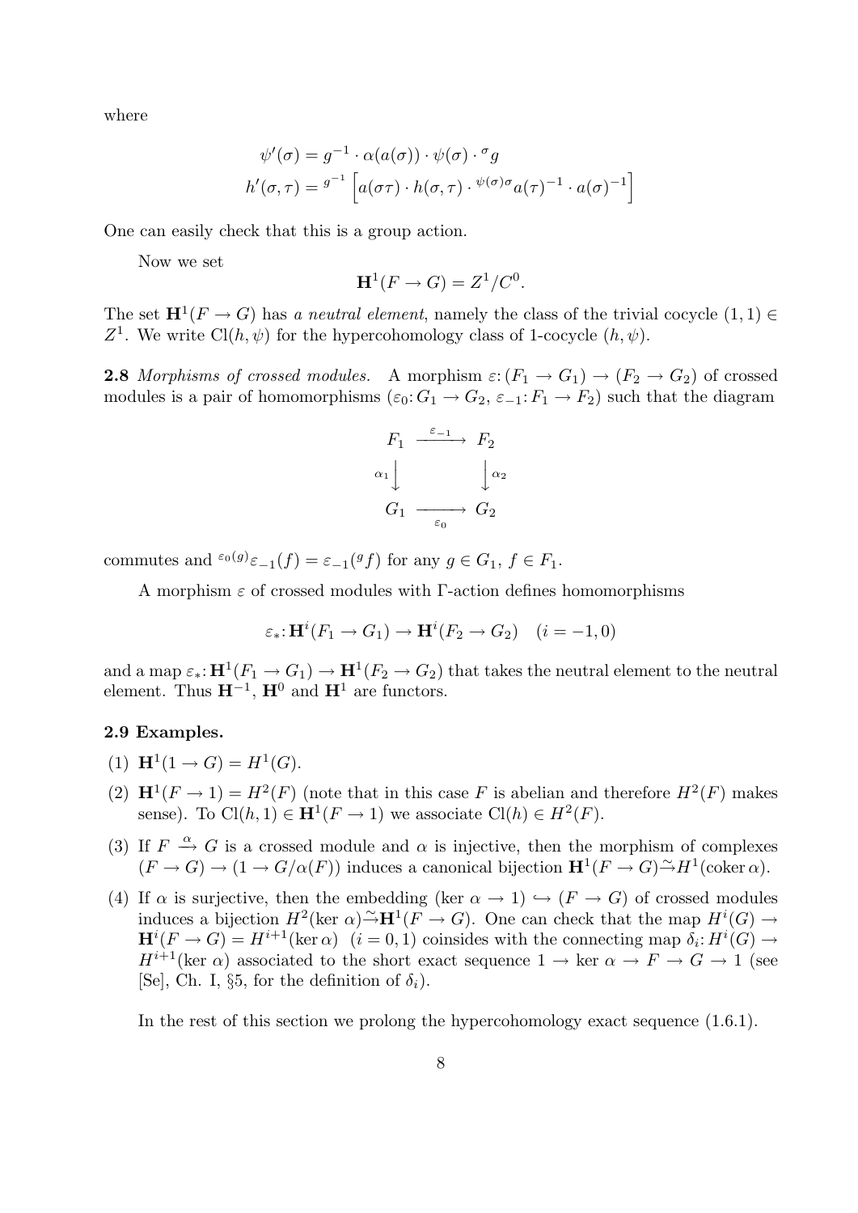where

$$\psi'(\sigma) = g^{-1} \cdot \alpha(a(\sigma)) \cdot \psi(\sigma) \cdot {}^{\sigma}g$$
$$h'(\sigma, \tau) = {}^{g^{-1}} \left[ a(\sigma\tau) \cdot h(\sigma, \tau) \cdot {}^{\psi(\sigma)\sigma} a(\tau)^{-1} \cdot a(\sigma)^{-1} \right]$$

One can easily check that this is a group action.

Now we set

$$\mathbf{H}^1(F \to G) = Z^1 / C^0.$$

The set $\mathbf{H}^1(F \to G)$ has *a neutral element*, namely the class of the trivial cocycle $(1, 1) \in Z^1$. We write $\mathrm{Cl}(h, \psi)$ for the hypercohomology class of 1-cocycle $(h, \psi)$.

**2.8** *Morphisms of crossed modules.* A morphism $\varepsilon\colon (F_1 \to G_1) \to (F_2 \to G_2)$ of crossed modules is a pair of homomorphisms $(\varepsilon_0\colon G_1 \to G_2,\ \varepsilon_{-1}\colon F_1 \to F_2)$ such that the diagram

$$\begin{array}{ccc} F_1 & \xrightarrow{\varepsilon_{-1}} & F_2 \\ {\scriptstyle\alpha_1}\downarrow & & \downarrow{\scriptstyle\alpha_2} \\ G_1 & \xrightarrow[\varepsilon_0]{} & G_2 \end{array}$$

commutes and ${}^{\varepsilon_0(g)}\varepsilon_{-1}(f) = \varepsilon_{-1}({}^{g}f)$ for any $g \in G_1$, $f \in F_1$.

A morphism $\varepsilon$ of crossed modules with $\Gamma$-action defines homomorphisms

$$\varepsilon_*\colon \mathbf{H}^i(F_1 \to G_1) \to \mathbf{H}^i(F_2 \to G_2) \quad (i = -1, 0)$$

and a map $\varepsilon_*\colon \mathbf{H}^1(F_1 \to G_1) \to \mathbf{H}^1(F_2 \to G_2)$ that takes the neutral element to the neutral element. Thus $\mathbf{H}^{-1}$, $\mathbf{H}^0$ and $\mathbf{H}^1$ are functors.

**2.9 Examples.**

(1) $\mathbf{H}^1(1 \to G) = H^1(G)$.

(2) $\mathbf{H}^1(F \to 1) = H^2(F)$ (note that in this case $F$ is abelian and therefore $H^2(F)$ makes sense). To $\mathrm{Cl}(h, 1) \in \mathbf{H}^1(F \to 1)$ we associate $\mathrm{Cl}(h) \in H^2(F)$.

(3) If $F \xrightarrow{\alpha} G$ is a crossed module and $\alpha$ is injective, then the morphism of complexes $(F \to G) \to (1 \to G/\alpha(F))$ induces a canonical bijection $\mathbf{H}^1(F \to G) \xrightarrow{\sim} H^1(\operatorname{coker} \alpha)$.

(4) If $\alpha$ is surjective, then the embedding $(\ker \alpha \to 1) \hookrightarrow (F \to G)$ of crossed modules induces a bijection $H^2(\ker \alpha) \xrightarrow{\sim} \mathbf{H}^1(F \to G)$. One can check that the map $H^i(G) \to \mathbf{H}^i(F \to G) = H^{i+1}(\ker \alpha)$ $(i = 0, 1)$ coinsides with the connecting map $\delta_i\colon H^i(G) \to H^{i+1}(\ker \alpha)$ associated to the short exact sequence $1 \to \ker \alpha \to F \to G \to 1$ (see [Se], Ch. I, §5, for the definition of $\delta_i$).

In the rest of this section we prolong the hypercohomology exact sequence (1.6.1).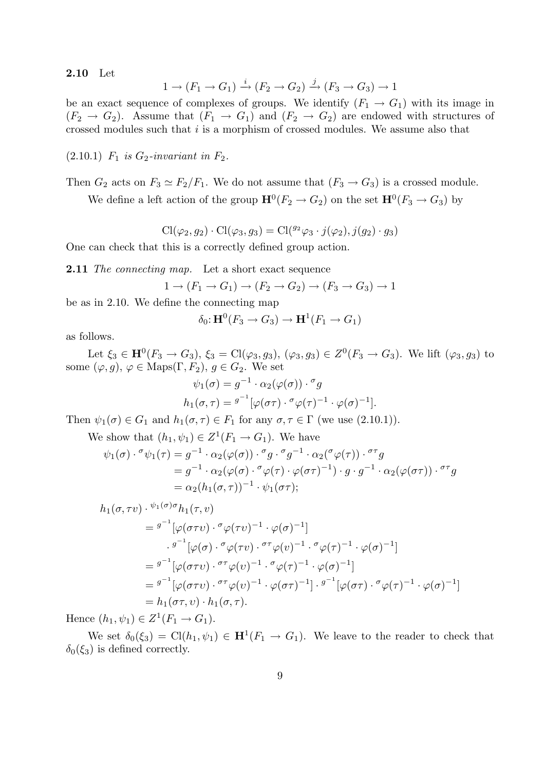**2.10** Let

$$1 \to (F_1 \to G_1) \xrightarrow{i} (F_2 \to G_2) \xrightarrow{j} (F_3 \to G_3) \to 1$$

be an exact sequence of complexes of groups. We identify $(F_1 \to G_1)$ with its image in $(F_2 \to G_2)$. Assume that $(F_1 \to G_1)$ and $(F_2 \to G_2)$ are endowed with structures of crossed modules such that $i$ is a morphism of crossed modules. We assume also that

(2.10.1) *$F_1$ is $G_2$-invariant in $F_2$.*

Then $G_2$ acts on $F_3 \simeq F_2/F_1$. We do not assume that $(F_3 \to G_3)$ is a crossed module.

We define a left action of the group $\mathbf{H}^0(F_2 \to G_2)$ on the set $\mathbf{H}^0(F_3 \to G_3)$ by

$$\mathrm{Cl}(\varphi_2, g_2) \cdot \mathrm{Cl}(\varphi_3, g_3) = \mathrm{Cl}({}^{g_2}\varphi_3 \cdot j(\varphi_2), j(g_2) \cdot g_3)$$

One can check that this is a correctly defined group action.

**2.11** *The connecting map.* Let a short exact sequence

$$1 \to (F_1 \to G_1) \to (F_2 \to G_2) \to (F_3 \to G_3) \to 1$$

be as in 2.10. We define the connecting map

$$\delta_0 \colon \mathbf{H}^0(F_3 \to G_3) \to \mathbf{H}^1(F_1 \to G_1)$$

as follows.

Let $\xi_3 \in \mathbf{H}^0(F_3 \to G_3)$, $\xi_3 = \mathrm{Cl}(\varphi_3, g_3)$, $(\varphi_3, g_3) \in Z^0(F_3 \to G_3)$. We lift $(\varphi_3, g_3)$ to some $(\varphi, g)$, $\varphi \in \mathrm{Maps}(\Gamma, F_2)$, $g \in G_2$. We set

$$\psi_1(\sigma) = g^{-1} \cdot \alpha_2(\varphi(\sigma)) \cdot {}^{\sigma}g$$
$$h_1(\sigma, \tau) = {}^{g^{-1}}[\varphi(\sigma\tau) \cdot {}^{\sigma}\varphi(\tau)^{-1} \cdot \varphi(\sigma)^{-1}].$$

Then $\psi_1(\sigma) \in G_1$ and $h_1(\sigma, \tau) \in F_1$ for any $\sigma, \tau \in \Gamma$ (we use (2.10.1)).

We show that $(h_1, \psi_1) \in Z^1(F_1 \to G_1)$. We have

$$\begin{aligned}
\psi_1(\sigma) \cdot {}^{\sigma}\psi_1(\tau) &= g^{-1} \cdot \alpha_2(\varphi(\sigma)) \cdot {}^{\sigma}g \cdot {}^{\sigma}g^{-1} \cdot \alpha_2({}^{\sigma}\varphi(\tau)) \cdot {}^{\sigma\tau}g \\
&= g^{-1} \cdot \alpha_2(\varphi(\sigma) \cdot {}^{\sigma}\varphi(\tau) \cdot \varphi(\sigma\tau)^{-1}) \cdot g \cdot g^{-1} \cdot \alpha_2(\varphi(\sigma\tau)) \cdot {}^{\sigma\tau}g \\
&= \alpha_2(h_1(\sigma, \tau))^{-1} \cdot \psi_1(\sigma\tau);
\end{aligned}$$

$$\begin{aligned}
&h_1(\sigma, \tau\upsilon) \cdot {}^{\psi_1(\sigma)\sigma}h_1(\tau, \upsilon) \\
&\quad = {}^{g^{-1}}[\varphi(\sigma\tau\upsilon) \cdot {}^{\sigma}\varphi(\tau\upsilon)^{-1} \cdot \varphi(\sigma)^{-1}] \\
&\quad\quad \cdot {}^{g^{-1}}[\varphi(\sigma) \cdot {}^{\sigma}\varphi(\tau\upsilon) \cdot {}^{\sigma\tau}\varphi(\upsilon)^{-1} \cdot {}^{\sigma}\varphi(\tau)^{-1} \cdot \varphi(\sigma)^{-1}] \\
&\quad = {}^{g^{-1}}[\varphi(\sigma\tau\upsilon) \cdot {}^{\sigma\tau}\varphi(\upsilon)^{-1} \cdot {}^{\sigma}\varphi(\tau)^{-1} \cdot \varphi(\sigma)^{-1}] \\
&\quad = {}^{g^{-1}}[\varphi(\sigma\tau\upsilon) \cdot {}^{\sigma\tau}\varphi(\upsilon)^{-1} \cdot \varphi(\sigma\tau)^{-1}] \cdot {}^{g^{-1}}[\varphi(\sigma\tau) \cdot {}^{\sigma}\varphi(\tau)^{-1} \cdot \varphi(\sigma)^{-1}] \\
&\quad = h_1(\sigma\tau, \upsilon) \cdot h_1(\sigma, \tau).
\end{aligned}$$

Hence $(h_1, \psi_1) \in Z^1(F_1 \to G_1)$.

We set $\delta_0(\xi_3) = \mathrm{Cl}(h_1, \psi_1) \in \mathbf{H}^1(F_1 \to G_1)$. We leave to the reader to check that $\delta_0(\xi_3)$ is defined correctly.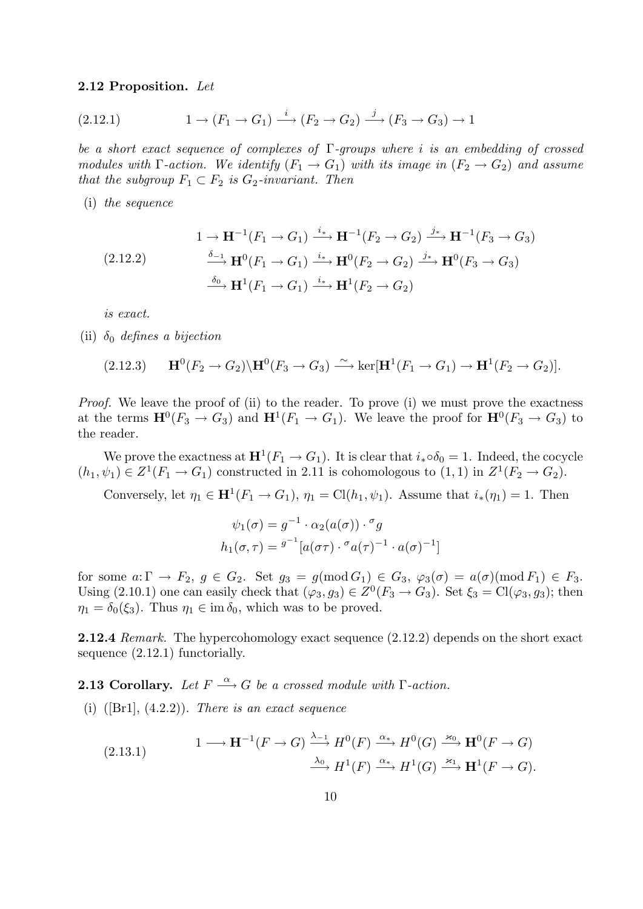**2.12 Proposition.** *Let*

$$1 \to (F_1 \to G_1) \xrightarrow{i} (F_2 \to G_2) \xrightarrow{j} (F_3 \to G_3) \to 1 \tag{2.12.1}$$

*be a short exact sequence of complexes of* $\Gamma$*-groups where* $i$ *is an embedding of crossed modules with* $\Gamma$*-action. We identify* $(F_1 \to G_1)$ *with its image in* $(F_2 \to G_2)$ *and assume that the subgroup* $F_1 \subset F_2$ *is* $G_2$*-invariant. Then*

(i) *the sequence*

$$\begin{aligned} 1 \to \mathbf{H}^{-1}(F_1 \to G_1) &\xrightarrow{i_*} \mathbf{H}^{-1}(F_2 \to G_2) \xrightarrow{j_*} \mathbf{H}^{-1}(F_3 \to G_3) \\ &\xrightarrow{\delta_{-1}} \mathbf{H}^0(F_1 \to G_1) \xrightarrow{i_*} \mathbf{H}^0(F_2 \to G_2) \xrightarrow{j_*} \mathbf{H}^0(F_3 \to G_3) \\ &\xrightarrow{\delta_0} \mathbf{H}^1(F_1 \to G_1) \xrightarrow{i_*} \mathbf{H}^1(F_2 \to G_2) \end{aligned} \tag{2.12.2}$$

*is exact.*

(ii) $\delta_0$ *defines a bijection*

$$\mathbf{H}^0(F_2 \to G_2)\backslash \mathbf{H}^0(F_3 \to G_3) \xrightarrow{\sim} \ker[\mathbf{H}^1(F_1 \to G_1) \to \mathbf{H}^1(F_2 \to G_2)]. \tag{2.12.3}$$

*Proof.* We leave the proof of (ii) to the reader. To prove (i) we must prove the exactness at the terms $\mathbf{H}^0(F_3 \to G_3)$ and $\mathbf{H}^1(F_1 \to G_1)$. We leave the proof for $\mathbf{H}^0(F_3 \to G_3)$ to the reader.

We prove the exactness at $\mathbf{H}^1(F_1 \to G_1)$. It is clear that $i_* \circ \delta_0 = 1$. Indeed, the cocycle $(h_1, \psi_1) \in Z^1(F_1 \to G_1)$ constructed in 2.11 is cohomologous to $(1,1)$ in $Z^1(F_2 \to G_2)$.

Conversely, let $\eta_1 \in \mathbf{H}^1(F_1 \to G_1)$, $\eta_1 = \mathrm{Cl}(h_1, \psi_1)$. Assume that $i_*(\eta_1) = 1$. Then

$$\psi_1(\sigma) = g^{-1} \cdot \alpha_2(a(\sigma)) \cdot {}^\sigma g$$
$$h_1(\sigma, \tau) = {}^{g^{-1}}[a(\sigma\tau) \cdot {}^\sigma a(\tau)^{-1} \cdot a(\sigma)^{-1}]$$

for some $a\colon \Gamma \to F_2$, $g \in G_2$. Set $g_3 = g (\mathrm{mod}\, G_1) \in G_3$, $\varphi_3(\sigma) = a(\sigma)(\mathrm{mod}\, F_1) \in F_3$. Using (2.10.1) one can easily check that $(\varphi_3, g_3) \in Z^0(F_3 \to G_3)$. Set $\xi_3 = \mathrm{Cl}(\varphi_3, g_3)$; then $\eta_1 = \delta_0(\xi_3)$. Thus $\eta_1 \in \mathrm{im}\, \delta_0$, which was to be proved.

**2.12.4** *Remark.* The hypercohomology exact sequence (2.12.2) depends on the short exact sequence (2.12.1) functorially.

**2.13 Corollary.** *Let* $F \xrightarrow{\alpha} G$ *be a crossed module with* $\Gamma$*-action.*

(i) ([Br1], (4.2.2)). *There is an exact sequence*

$$\begin{aligned} 1 \longrightarrow \mathbf{H}^{-1}(F \to G) &\xrightarrow{\lambda_{-1}} H^0(F) \xrightarrow{\alpha_*} H^0(G) \xrightarrow{\varkappa_0} \mathbf{H}^0(F \to G) \\ &\xrightarrow{\lambda_0} H^1(F) \xrightarrow{\alpha_*} H^1(G) \xrightarrow{\varkappa_1} \mathbf{H}^1(F \to G). \end{aligned} \tag{2.13.1}$$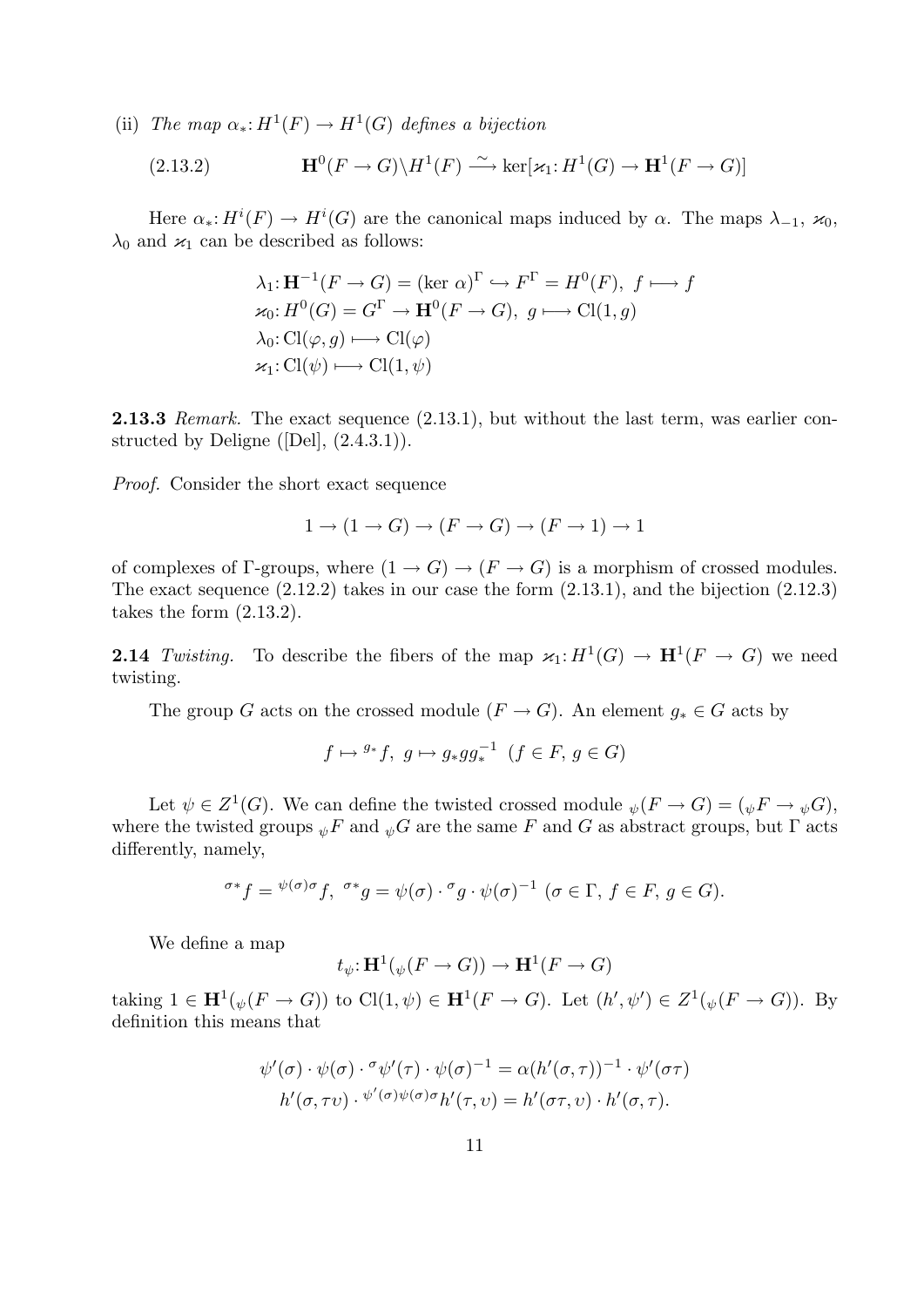(ii) *The map* $\alpha_*\colon H^1(F) \to H^1(G)$ *defines a bijection*

$$\mathbf{H}^0(F \to G)\backslash H^1(F) \xrightarrow{\sim} \ker[\varkappa_1\colon H^1(G) \to \mathbf{H}^1(F \to G)] \tag{2.13.2}$$

Here $\alpha_*\colon H^i(F) \to H^i(G)$ are the canonical maps induced by $\alpha$. The maps $\lambda_{-1}$, $\varkappa_0$, $\lambda_0$ and $\varkappa_1$ can be described as follows:

$$\lambda_1\colon \mathbf{H}^{-1}(F \to G) = (\ker\,\alpha)^\Gamma \hookrightarrow F^\Gamma = H^0(F),\ f \longmapsto f$$
$$\varkappa_0\colon H^0(G) = G^\Gamma \to \mathbf{H}^0(F \to G),\ g \longmapsto \mathrm{Cl}(1, g)$$
$$\lambda_0\colon \mathrm{Cl}(\varphi, g) \longmapsto \mathrm{Cl}(\varphi)$$
$$\varkappa_1\colon \mathrm{Cl}(\psi) \longmapsto \mathrm{Cl}(1, \psi)$$

**2.13.3** *Remark.* The exact sequence (2.13.1), but without the last term, was earlier constructed by Deligne ([Del], (2.4.3.1)).

*Proof.* Consider the short exact sequence

$$1 \to (1 \to G) \to (F \to G) \to (F \to 1) \to 1$$

of complexes of $\Gamma$-groups, where $(1 \to G) \to (F \to G)$ is a morphism of crossed modules. The exact sequence (2.12.2) takes in our case the form (2.13.1), and the bijection (2.12.3) takes the form (2.13.2).

**2.14** *Twisting.* To describe the fibers of the map $\varkappa_1\colon H^1(G) \to \mathbf{H}^1(F \to G)$ we need twisting.

The group $G$ acts on the crossed module $(F \to G)$. An element $g_* \in G$ acts by

$$f \mapsto {}^{g_*}f,\ g \mapsto g_* g g_*^{-1}\ \ (f \in F,\ g \in G)$$

Let $\psi \in Z^1(G)$. We can define the twisted crossed module ${}_\psi(F \to G) = ({}_\psi F \to {}_\psi G)$, where the twisted groups ${}_\psi F$ and ${}_\psi G$ are the same $F$ and $G$ as abstract groups, but $\Gamma$ acts differently, namely,

$${}^{\sigma *}f = {}^{\psi(\sigma)\sigma}f,\ \ {}^{\sigma *}g = \psi(\sigma) \cdot {}^\sigma g \cdot \psi(\sigma)^{-1}\ (\sigma \in \Gamma,\ f \in F,\ g \in G).$$

We define a map

$$t_\psi\colon \mathbf{H}^1({}_\psi(F \to G)) \to \mathbf{H}^1(F \to G)$$

taking $1 \in \mathbf{H}^1({}_\psi(F \to G))$ to $\mathrm{Cl}(1, \psi) \in \mathbf{H}^1(F \to G)$. Let $(h', \psi') \in Z^1({}_\psi(F \to G))$. By definition this means that

$$\psi'(\sigma) \cdot \psi(\sigma) \cdot {}^\sigma\psi'(\tau) \cdot \psi(\sigma)^{-1} = \alpha(h'(\sigma, \tau))^{-1} \cdot \psi'(\sigma\tau)$$
$$h'(\sigma, \tau\upsilon) \cdot {}^{\psi'(\sigma)\psi(\sigma)\sigma}h'(\tau, \upsilon) = h'(\sigma\tau, \upsilon) \cdot h'(\sigma, \tau).$$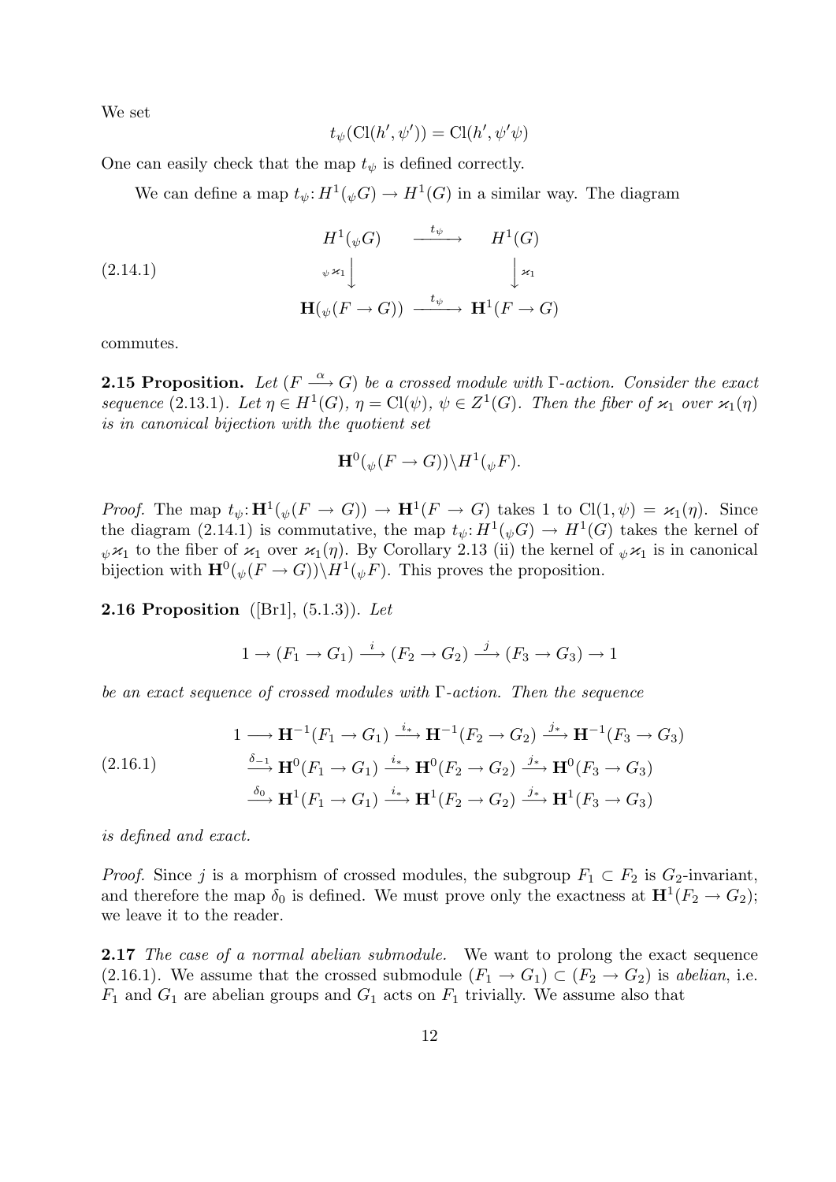We set

$$t_\psi(\mathrm{Cl}(h', \psi')) = \mathrm{Cl}(h', \psi'\psi)$$

One can easily check that the map $t_\psi$ is defined correctly.

We can define a map $t_\psi\colon H^1({}_\psi G) \to H^1(G)$ in a similar way. The diagram

$$
\begin{array}{ccc}
H^1({}_\psi G) & \xrightarrow{\;t_\psi\;} & H^1(G) \\
{\scriptstyle {}_\psi\varkappa_1}\big\downarrow & & \big\downarrow{\scriptstyle \varkappa_1} \\
\mathbf{H}({}_\psi(F \to G)) & \xrightarrow{\;t_\psi\;} & \mathbf{H}^1(F \to G)
\end{array}
\tag{2.14.1}
$$

commutes.

**2.15 Proposition.** *Let $(F \xrightarrow{\alpha} G)$ be a crossed module with $\Gamma$-action. Consider the exact sequence (2.13.1). Let $\eta \in H^1(G)$, $\eta = \mathrm{Cl}(\psi)$, $\psi \in Z^1(G)$. Then the fiber of $\varkappa_1$ over $\varkappa_1(\eta)$ is in canonical bijection with the quotient set*

$$\mathbf{H}^0({}_\psi(F \to G))\backslash H^1({}_\psi F).$$

*Proof.* The map $t_\psi\colon \mathbf{H}^1({}_\psi(F \to G)) \to \mathbf{H}^1(F \to G)$ takes 1 to $\mathrm{Cl}(1, \psi) = \varkappa_1(\eta)$. Since the diagram (2.14.1) is commutative, the map $t_\psi\colon H^1({}_\psi G) \to H^1(G)$ takes the kernel of ${}_\psi\varkappa_1$ to the fiber of $\varkappa_1$ over $\varkappa_1(\eta)$. By Corollary 2.13 (ii) the kernel of ${}_\psi\varkappa_1$ is in canonical bijection with $\mathbf{H}^0({}_\psi(F \to G))\backslash H^1({}_\psi F)$. This proves the proposition.

**2.16 Proposition** ([Br1], (5.1.3)). *Let*

$$1 \to (F_1 \to G_1) \xrightarrow{\;i\;} (F_2 \to G_2) \xrightarrow{\;j\;} (F_3 \to G_3) \to 1$$

*be an exact sequence of crossed modules with $\Gamma$-action. Then the sequence*

$$
\begin{aligned}
1 \longrightarrow \mathbf{H}^{-1}(F_1 \to G_1) &\xrightarrow{\;i_*\;} \mathbf{H}^{-1}(F_2 \to G_2) \xrightarrow{\;j_*\;} \mathbf{H}^{-1}(F_3 \to G_3) \\
\xrightarrow{\;\delta_{-1}\;} \mathbf{H}^{0}(F_1 \to G_1) &\xrightarrow{\;i_*\;} \mathbf{H}^{0}(F_2 \to G_2) \xrightarrow{\;j_*\;} \mathbf{H}^{0}(F_3 \to G_3) \\
\xrightarrow{\;\delta_{0}\;} \mathbf{H}^{1}(F_1 \to G_1) &\xrightarrow{\;i_*\;} \mathbf{H}^{1}(F_2 \to G_2) \xrightarrow{\;j_*\;} \mathbf{H}^{1}(F_3 \to G_3)
\end{aligned}
\tag{2.16.1}
$$

*is defined and exact.*

*Proof.* Since $j$ is a morphism of crossed modules, the subgroup $F_1 \subset F_2$ is $G_2$-invariant, and therefore the map $\delta_0$ is defined. We must prove only the exactness at $\mathbf{H}^1(F_2 \to G_2)$; we leave it to the reader.

**2.17** *The case of a normal abelian submodule.* We want to prolong the exact sequence (2.16.1). We assume that the crossed submodule $(F_1 \to G_1) \subset (F_2 \to G_2)$ is *abelian*, i.e. $F_1$ and $G_1$ are abelian groups and $G_1$ acts on $F_1$ trivially. We assume also that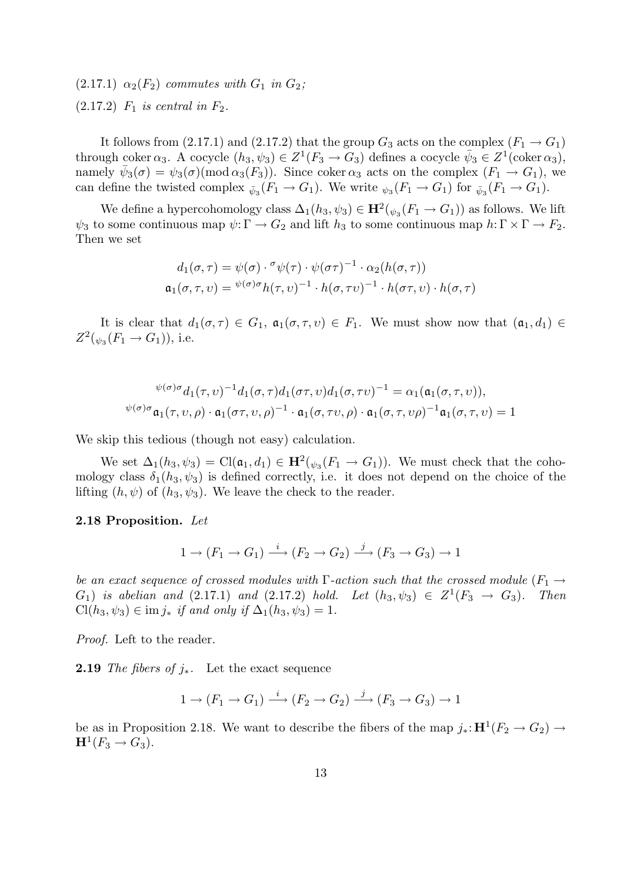(2.17.1) $\alpha_2(F_2)$ *commutes with* $G_1$ *in* $G_2$*;*

(2.17.2) $F_1$ *is central in* $F_2$*.*

It follows from (2.17.1) and (2.17.2) that the group $G_3$ acts on the complex $(F_1 \to G_1)$ through $\operatorname{coker}\alpha_3$. A cocycle $(h_3, \psi_3) \in Z^1(F_3 \to G_3)$ defines a cocycle $\bar{\psi}_3 \in Z^1(\operatorname{coker}\alpha_3)$, namely $\bar{\psi}_3(\sigma) = \psi_3(\sigma) (\operatorname{mod} \alpha_3(F_3))$. Since $\operatorname{coker}\alpha_3$ acts on the complex $(F_1 \to G_1)$, we can define the twisted complex ${}_{\bar{\psi}_3}(F_1 \to G_1)$. We write ${}_{\psi_3}(F_1 \to G_1)$ for ${}_{\bar{\psi}_3}(F_1 \to G_1)$.

We define a hypercohomology class $\Delta_1(h_3, \psi_3) \in \mathbf{H}^2({}_{\psi_3}(F_1 \to G_1))$ as follows. We lift $\psi_3$ to some continuous map $\psi \colon \Gamma \to G_2$ and lift $h_3$ to some continuous map $h \colon \Gamma \times \Gamma \to F_2$. Then we set

$$d_1(\sigma, \tau) = \psi(\sigma) \cdot {}^{\sigma}\psi(\tau) \cdot \psi(\sigma\tau)^{-1} \cdot \alpha_2(h(\sigma, \tau))$$
$$\mathfrak{a}_1(\sigma, \tau, \upsilon) = {}^{\psi(\sigma)\sigma}h(\tau, \upsilon)^{-1} \cdot h(\sigma, \tau\upsilon)^{-1} \cdot h(\sigma\tau, \upsilon) \cdot h(\sigma, \tau)$$

It is clear that $d_1(\sigma, \tau) \in G_1$, $\mathfrak{a}_1(\sigma, \tau, \upsilon) \in F_1$. We must show now that $(\mathfrak{a}_1, d_1) \in Z^2({}_{\psi_3}(F_1 \to G_1))$, i.e.

$${}^{\psi(\sigma)\sigma}d_1(\tau, \upsilon)^{-1} d_1(\sigma, \tau) d_1(\sigma\tau, \upsilon) d_1(\sigma, \tau\upsilon)^{-1} = \alpha_1(\mathfrak{a}_1(\sigma, \tau, \upsilon)),$$
$${}^{\psi(\sigma)\sigma}\mathfrak{a}_1(\tau, \upsilon, \rho) \cdot \mathfrak{a}_1(\sigma\tau, \upsilon, \rho)^{-1} \cdot \mathfrak{a}_1(\sigma, \tau\upsilon, \rho) \cdot \mathfrak{a}_1(\sigma, \tau, \upsilon\rho)^{-1} \mathfrak{a}_1(\sigma, \tau, \upsilon) = 1$$

We skip this tedious (though not easy) calculation.

We set $\Delta_1(h_3, \psi_3) = \operatorname{Cl}(\mathfrak{a}_1, d_1) \in \mathbf{H}^2({}_{\psi_3}(F_1 \to G_1))$. We must check that the cohomology class $\delta_1(h_3, \psi_3)$ is defined correctly, i.e. it does not depend on the choice of the lifting $(h, \psi)$ of $(h_3, \psi_3)$. We leave the check to the reader.

**2.18 Proposition.** *Let*

$$1 \to (F_1 \to G_1) \xrightarrow{i} (F_2 \to G_2) \xrightarrow{j} (F_3 \to G_3) \to 1$$

*be an exact sequence of crossed modules with* $\Gamma$*-action such that the crossed module* $(F_1 \to G_1)$ *is abelian and* (2.17.1) *and* (2.17.2) *hold. Let* $(h_3, \psi_3) \in Z^1(F_3 \to G_3)$*. Then* $\operatorname{Cl}(h_3, \psi_3) \in \operatorname{im} j_*$ *if and only if* $\Delta_1(h_3, \psi_3) = 1$*.*

*Proof.* Left to the reader.

**2.19** *The fibers of* $j_*$*.* Let the exact sequence

$$1 \to (F_1 \to G_1) \xrightarrow{i} (F_2 \to G_2) \xrightarrow{j} (F_3 \to G_3) \to 1$$

be as in Proposition 2.18. We want to describe the fibers of the map $j_* \colon \mathbf{H}^1(F_2 \to G_2) \to \mathbf{H}^1(F_3 \to G_3)$.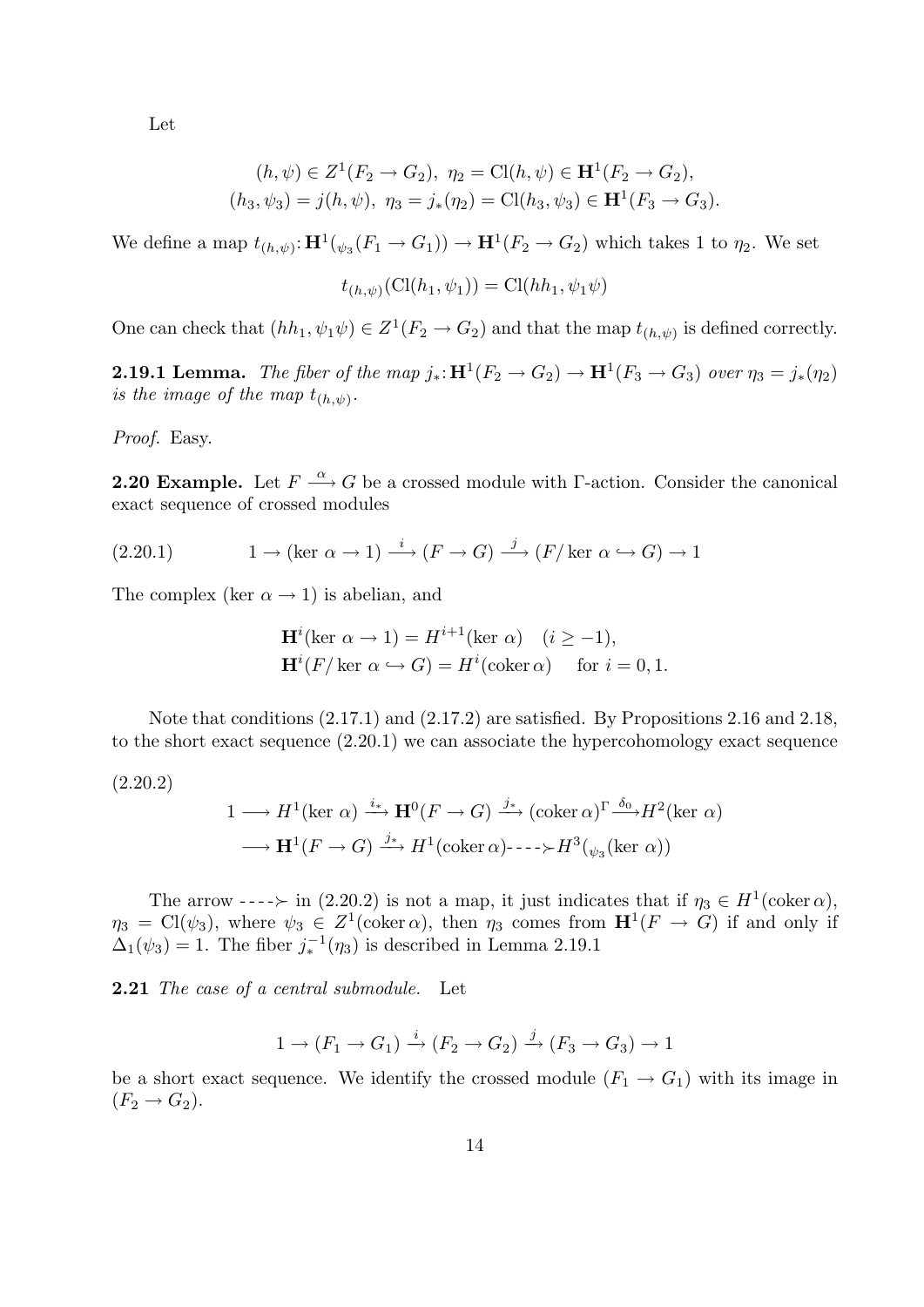Let

$$(h,\psi) \in Z^1(F_2 \to G_2),\ \ \eta_2 = \mathrm{Cl}(h,\psi) \in \mathbf{H}^1(F_2 \to G_2),$$
$$(h_3,\psi_3) = j(h,\psi),\ \ \eta_3 = j_*(\eta_2) = \mathrm{Cl}(h_3,\psi_3) \in \mathbf{H}^1(F_3 \to G_3).$$

We define a map $t_{(h,\psi)}\colon \mathbf{H}^1({}_{\psi_3}(F_1 \to G_1)) \to \mathbf{H}^1(F_2 \to G_2)$ which takes 1 to $\eta_2$. We set

$$t_{(h,\psi)}(\mathrm{Cl}(h_1,\psi_1)) = \mathrm{Cl}(hh_1, \psi_1\psi)$$

One can check that $(hh_1,\psi_1\psi) \in Z^1(F_2 \to G_2)$ and that the map $t_{(h,\psi)}$ is defined correctly.

**2.19.1 Lemma.** *The fiber of the map $j_*\colon \mathbf{H}^1(F_2 \to G_2) \to \mathbf{H}^1(F_3 \to G_3)$ over $\eta_3 = j_*(\eta_2)$ is the image of the map $t_{(h,\psi)}$.*

*Proof.* Easy.

**2.20 Example.** Let $F \xrightarrow{\alpha} G$ be a crossed module with $\Gamma$-action. Consider the canonical exact sequence of crossed modules

$$1 \to (\ker\,\alpha \to 1) \xrightarrow{\ i\ } (F \to G) \xrightarrow{\ j\ } (F/\ker\,\alpha \hookrightarrow G) \to 1 \tag{2.20.1}$$

The complex $(\ker\,\alpha \to 1)$ is abelian, and

$$\mathbf{H}^i(\ker\,\alpha \to 1) = H^{i+1}(\ker\,\alpha) \quad (i \geq -1),$$
$$\mathbf{H}^i(F/\ker\,\alpha \hookrightarrow G) = H^i(\operatorname{coker}\alpha) \quad \text{ for } i = 0,1.$$

Note that conditions (2.17.1) and (2.17.2) are satisfied. By Propositions 2.16 and 2.18, to the short exact sequence (2.20.1) we can associate the hypercohomology exact sequence

(2.20.2)

$$1 \longrightarrow H^1(\ker\,\alpha) \xrightarrow{i_*} \mathbf{H}^0(F \to G) \xrightarrow{j_*} (\operatorname{coker}\alpha)^\Gamma \xrightarrow{\delta_0} H^2(\ker\,\alpha)$$
$$\longrightarrow \mathbf{H}^1(F \to G) \xrightarrow{j_*} H^1(\operatorname{coker}\alpha) \dashrightarrow H^3({}_{\psi_3}(\ker\,\alpha))$$

The arrow $\dashrightarrow$ in (2.20.2) is not a map, it just indicates that if $\eta_3 \in H^1(\operatorname{coker}\alpha)$, $\eta_3 = \mathrm{Cl}(\psi_3)$, where $\psi_3 \in Z^1(\operatorname{coker}\alpha)$, then $\eta_3$ comes from $\mathbf{H}^1(F \to G)$ if and only if $\Delta_1(\psi_3) = 1$. The fiber $j_*^{-1}(\eta_3)$ is described in Lemma 2.19.1

**2.21** *The case of a central submodule.* Let

$$1 \to (F_1 \to G_1) \xrightarrow{i} (F_2 \to G_2) \xrightarrow{j} (F_3 \to G_3) \to 1$$

be a short exact sequence. We identify the crossed module $(F_1 \to G_1)$ with its image in $(F_2 \to G_2)$.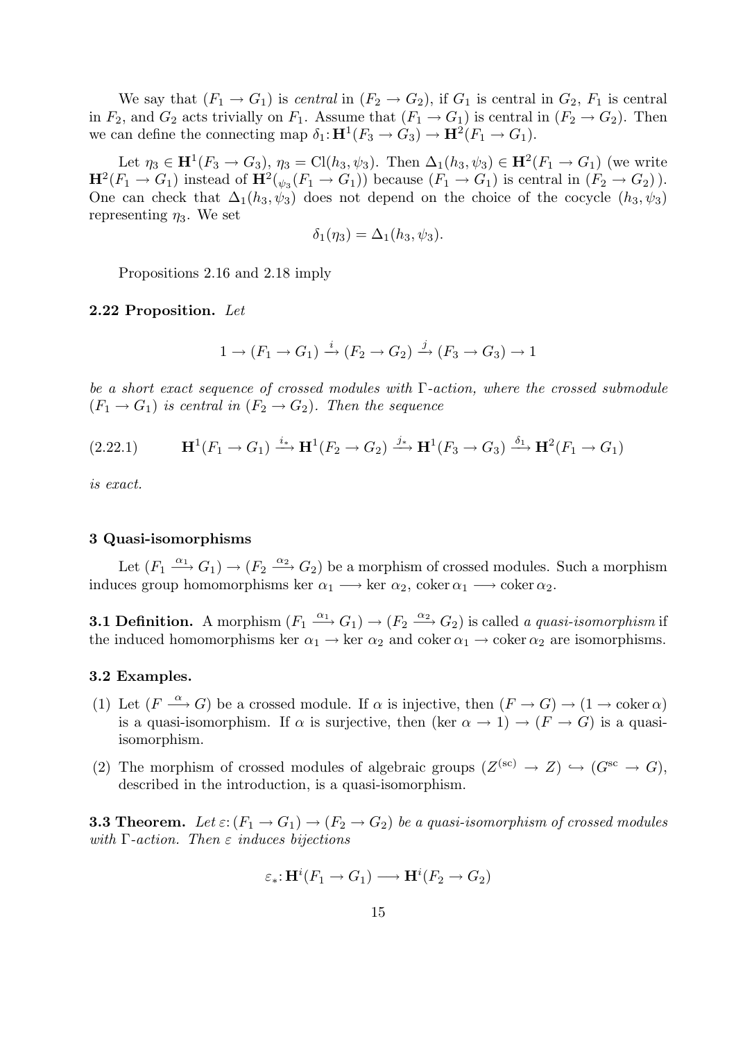We say that $(F_1 \to G_1)$ is *central* in $(F_2 \to G_2)$, if $G_1$ is central in $G_2$, $F_1$ is central in $F_2$, and $G_2$ acts trivially on $F_1$. Assume that $(F_1 \to G_1)$ is central in $(F_2 \to G_2)$. Then we can define the connecting map $\delta_1 \colon \mathbf{H}^1(F_3 \to G_3) \to \mathbf{H}^2(F_1 \to G_1)$.

Let $\eta_3 \in \mathbf{H}^1(F_3 \to G_3)$, $\eta_3 = \mathrm{Cl}(h_3, \psi_3)$. Then $\Delta_1(h_3, \psi_3) \in \mathbf{H}^2(F_1 \to G_1)$ (we write $\mathbf{H}^2(F_1 \to G_1)$ instead of $\mathbf{H}^2({}_{\psi_3}(F_1 \to G_1))$ because $(F_1 \to G_1)$ is central in $(F_2 \to G_2)$ ). One can check that $\Delta_1(h_3, \psi_3)$ does not depend on the choice of the cocycle $(h_3, \psi_3)$ representing $\eta_3$. We set

$$\delta_1(\eta_3) = \Delta_1(h_3, \psi_3).$$

Propositions 2.16 and 2.18 imply

**2.22 Proposition.** *Let*

$$1 \to (F_1 \to G_1) \xrightarrow{i} (F_2 \to G_2) \xrightarrow{j} (F_3 \to G_3) \to 1$$

*be a short exact sequence of crossed modules with* $\Gamma$*-action, where the crossed submodule* $(F_1 \to G_1)$ *is central in* $(F_2 \to G_2)$*. Then the sequence*

$$\mathbf{H}^1(F_1 \to G_1) \xrightarrow{i_*} \mathbf{H}^1(F_2 \to G_2) \xrightarrow{j_*} \mathbf{H}^1(F_3 \to G_3) \xrightarrow{\delta_1} \mathbf{H}^2(F_1 \to G_1) \tag{2.22.1}$$

*is exact.*

## 3 Quasi-isomorphisms

Let $(F_1 \xrightarrow{\alpha_1} G_1) \to (F_2 \xrightarrow{\alpha_2} G_2)$ be a morphism of crossed modules. Such a morphism induces group homomorphisms $\ker\alpha_1 \longrightarrow \ker\alpha_2$, $\operatorname{coker}\alpha_1 \longrightarrow \operatorname{coker}\alpha_2$.

**3.1 Definition.** A morphism $(F_1 \xrightarrow{\alpha_1} G_1) \to (F_2 \xrightarrow{\alpha_2} G_2)$ is called *a quasi-isomorphism* if the induced homomorphisms $\ker\alpha_1 \to \ker\alpha_2$ and $\operatorname{coker}\alpha_1 \to \operatorname{coker}\alpha_2$ are isomorphisms.

**3.2 Examples.**

(1) Let $(F \xrightarrow{\alpha} G)$ be a crossed module. If $\alpha$ is injective, then $(F \to G) \to (1 \to \operatorname{coker}\alpha)$ is a quasi-isomorphism. If $\alpha$ is surjective, then $(\ker\alpha \to 1) \to (F \to G)$ is a quasi-isomorphism.

(2) The morphism of crossed modules of algebraic groups $(Z^{(\mathrm{sc})} \to Z) \hookrightarrow (G^{\mathrm{sc}} \to G)$, described in the introduction, is a quasi-isomorphism.

**3.3 Theorem.** *Let* $\varepsilon \colon (F_1 \to G_1) \to (F_2 \to G_2)$ *be a quasi-isomorphism of crossed modules with* $\Gamma$*-action. Then* $\varepsilon$ *induces bijections*

$$\varepsilon_* \colon \mathbf{H}^i(F_1 \to G_1) \longrightarrow \mathbf{H}^i(F_2 \to G_2)$$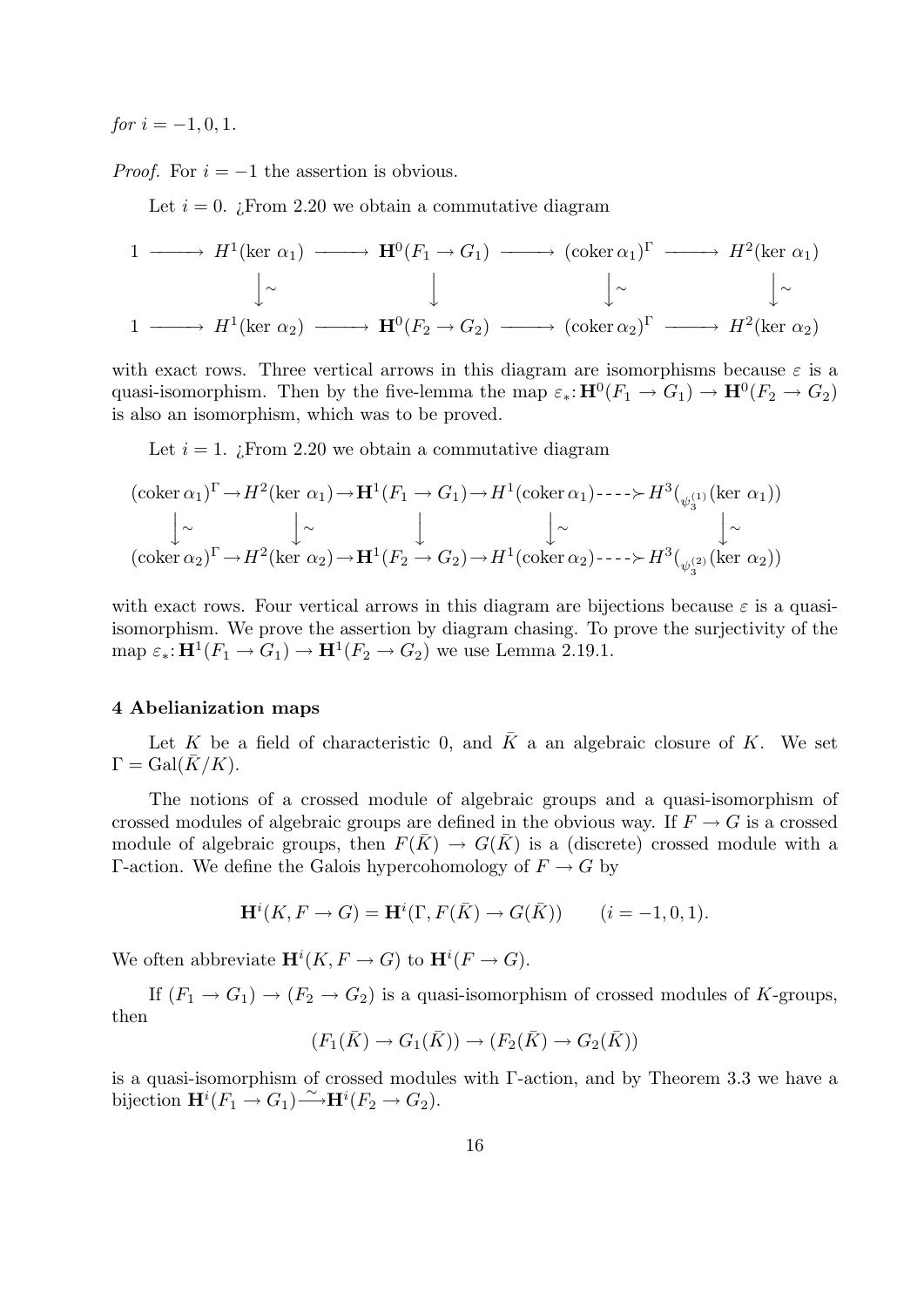*for* $i = -1, 0, 1$.

*Proof.* For $i = -1$ the assertion is obvious.

Let $i = 0$. ¿From 2.20 we obtain a commutative diagram

$$
\begin{array}{ccccccccc}
1 & \longrightarrow & H^1(\ker\,\alpha_1) & \longrightarrow & \mathbf{H}^0(F_1 \to G_1) & \longrightarrow & (\operatorname{coker}\alpha_1)^\Gamma & \longrightarrow & H^2(\ker\,\alpha_1) \\
 & & \downarrow\wr & & \downarrow & & \downarrow\wr & & \downarrow\wr \\
1 & \longrightarrow & H^1(\ker\,\alpha_2) & \longrightarrow & \mathbf{H}^0(F_2 \to G_2) & \longrightarrow & (\operatorname{coker}\alpha_2)^\Gamma & \longrightarrow & H^2(\ker\,\alpha_2)
\end{array}
$$

with exact rows. Three vertical arrows in this diagram are isomorphisms because $\varepsilon$ is a quasi-isomorphism. Then by the five-lemma the map $\varepsilon_*\colon \mathbf{H}^0(F_1 \to G_1) \to \mathbf{H}^0(F_2 \to G_2)$ is also an isomorphism, which was to be proved.

Let $i = 1$. ¿From 2.20 we obtain a commutative diagram

$$
\begin{array}{ccccccccc}
(\operatorname{coker}\alpha_1)^\Gamma & \to & H^2(\ker\,\alpha_1) & \to & \mathbf{H}^1(F_1 \to G_1) & \to & H^1(\operatorname{coker}\alpha_1) & \dashrightarrow & H^3({}_{\psi_3^{(1)}}(\ker\,\alpha_1)) \\
\downarrow\wr & & \downarrow\wr & & \downarrow & & \downarrow\wr & & \downarrow\wr \\
(\operatorname{coker}\alpha_2)^\Gamma & \to & H^2(\ker\,\alpha_2) & \to & \mathbf{H}^1(F_2 \to G_2) & \to & H^1(\operatorname{coker}\alpha_2) & \dashrightarrow & H^3({}_{\psi_3^{(2)}}(\ker\,\alpha_2))
\end{array}
$$

with exact rows. Four vertical arrows in this diagram are bijections because $\varepsilon$ is a quasi-isomorphism. We prove the assertion by diagram chasing. To prove the surjectivity of the map $\varepsilon_*\colon \mathbf{H}^1(F_1 \to G_1) \to \mathbf{H}^1(F_2 \to G_2)$ we use Lemma 2.19.1.

### 4 Abelianization maps

Let $K$ be a field of characteristic 0, and $\bar{K}$ a an algebraic closure of $K$. We set $\Gamma = \operatorname{Gal}(\bar{K}/K)$.

The notions of a crossed module of algebraic groups and a quasi-isomorphism of crossed modules of algebraic groups are defined in the obvious way. If $F \to G$ is a crossed module of algebraic groups, then $F(\bar{K}) \to G(\bar{K})$ is a (discrete) crossed module with a $\Gamma$-action. We define the Galois hypercohomology of $F \to G$ by

$$
\mathbf{H}^i(K, F \to G) = \mathbf{H}^i(\Gamma, F(\bar{K}) \to G(\bar{K})) \qquad (i = -1, 0, 1).
$$

We often abbreviate $\mathbf{H}^i(K, F \to G)$ to $\mathbf{H}^i(F \to G)$.

If $(F_1 \to G_1) \to (F_2 \to G_2)$ is a quasi-isomorphism of crossed modules of $K$-groups, then

$$
(F_1(\bar{K}) \to G_1(\bar{K})) \to (F_2(\bar{K}) \to G_2(\bar{K}))
$$

is a quasi-isomorphism of crossed modules with $\Gamma$-action, and by Theorem 3.3 we have a bijection $\mathbf{H}^i(F_1 \to G_1) \xrightarrow{\sim} \mathbf{H}^i(F_2 \to G_2)$.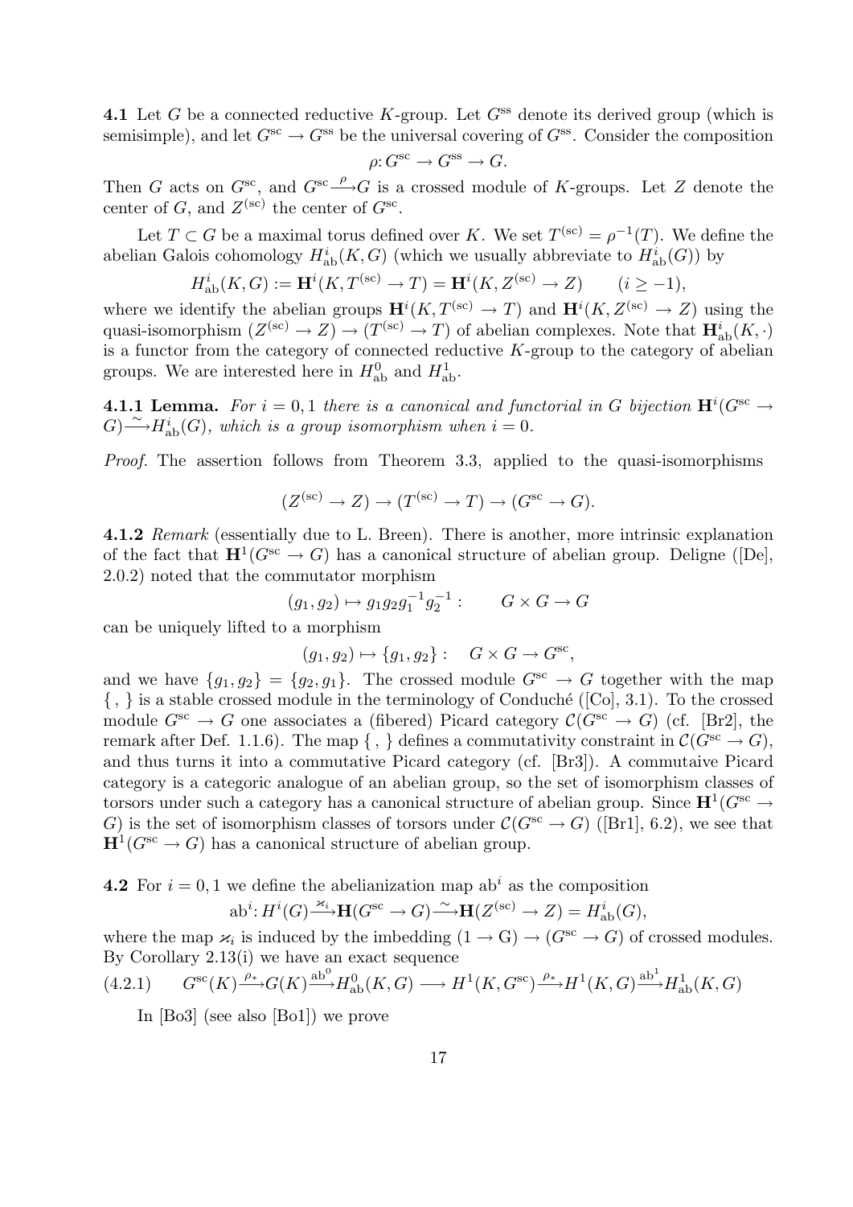**4.1** Let $G$ be a connected reductive $K$-group. Let $G^{\rm ss}$ denote its derived group (which is semisimple), and let $G^{\rm sc} \to G^{\rm ss}$ be the universal covering of $G^{\rm ss}$. Consider the composition

$$\rho\colon G^{\rm sc} \to G^{\rm ss} \to G.$$

Then $G$ acts on $G^{\rm sc}$, and $G^{\rm sc} \xrightarrow{\rho} G$ is a crossed module of $K$-groups. Let $Z$ denote the center of $G$, and $Z^{(\rm sc)}$ the center of $G^{\rm sc}$.

Let $T \subset G$ be a maximal torus defined over $K$. We set $T^{(\rm sc)} = \rho^{-1}(T)$. We define the abelian Galois cohomology $H^i_{\rm ab}(K,G)$ (which we usually abbreviate to $H^i_{\rm ab}(G)$) by

$$H^i_{\rm ab}(K,G) := \mathbf{H}^i(K, T^{(\rm sc)} \to T) = \mathbf{H}^i(K, Z^{(\rm sc)} \to Z) \qquad (i \geq -1),$$

where we identify the abelian groups $\mathbf{H}^i(K, T^{(\rm sc)} \to T)$ and $\mathbf{H}^i(K, Z^{(\rm sc)} \to Z)$ using the quasi-isomorphism $(Z^{(\rm sc)} \to Z) \to (T^{(\rm sc)} \to T)$ of abelian complexes. Note that $\mathbf{H}^i_{\rm ab}(K,\cdot)$ is a functor from the category of connected reductive $K$-group to the category of abelian groups. We are interested here in $H^0_{\rm ab}$ and $H^1_{\rm ab}$.

**4.1.1 Lemma.** *For $i = 0, 1$ there is a canonical and functorial in $G$ bijection $\mathbf{H}^i(G^{\rm sc} \to G) \xrightarrow{\sim} H^i_{\rm ab}(G)$, which is a group isomorphism when $i = 0$.*

*Proof.* The assertion follows from Theorem 3.3, applied to the quasi-isomorphisms

$$(Z^{(\rm sc)} \to Z) \to (T^{(\rm sc)} \to T) \to (G^{\rm sc} \to G).$$

**4.1.2** *Remark* (essentially due to L. Breen). There is another, more intrinsic explanation of the fact that $\mathbf{H}^1(G^{\rm sc} \to G)$ has a canonical structure of abelian group. Deligne ([De], 2.0.2) noted that the commutator morphism

$$(g_1, g_2) \mapsto g_1 g_2 g_1^{-1} g_2^{-1} : \qquad G \times G \to G$$

can be uniquely lifted to a morphism

$$(g_1, g_2) \mapsto \{g_1, g_2\} : \quad G \times G \to G^{\rm sc},$$

and we have $\{g_1, g_2\} = \{g_2, g_1\}$. The crossed module $G^{\rm sc} \to G$ together with the map $\{\ ,\ \}$ is a stable crossed module in the terminology of Conduché ([Co], 3.1). To the crossed module $G^{\rm sc} \to G$ one associates a (fibered) Picard category $\mathcal{C}(G^{\rm sc} \to G)$ (cf. [Br2], the remark after Def. 1.1.6). The map $\{\ ,\ \}$ defines a commutativity constraint in $\mathcal{C}(G^{\rm sc} \to G)$, and thus turns it into a commutative Picard category (cf. [Br3]). A commutaive Picard category is a categoric analogue of an abelian group, so the set of isomorphism classes of torsors under such a category has a canonical structure of abelian group. Since $\mathbf{H}^1(G^{\rm sc} \to G)$ is the set of isomorphism classes of torsors under $\mathcal{C}(G^{\rm sc} \to G)$ ([Br1], 6.2), we see that $\mathbf{H}^1(G^{\rm sc} \to G)$ has a canonical structure of abelian group.

**4.2** For $i = 0, 1$ we define the abelianization map ${\rm ab}^i$ as the composition

$${\rm ab}^i \colon H^i(G) \xrightarrow{\varkappa_i} \mathbf{H}(G^{\rm sc} \to G) \xrightarrow{\sim} \mathbf{H}(Z^{(\rm sc)} \to Z) = H^i_{\rm ab}(G),$$

where the map $\varkappa_i$ is induced by the imbedding $(1 \to {\rm G}) \to (G^{\rm sc} \to G)$ of crossed modules. By Corollary 2.13(i) we have an exact sequence

$$G^{\rm sc}(K) \xrightarrow{\rho_*} G(K) \xrightarrow{{\rm ab}^0} H^0_{\rm ab}(K,G) \longrightarrow H^1(K, G^{\rm sc}) \xrightarrow{\rho_*} H^1(K,G) \xrightarrow{{\rm ab}^1} H^1_{\rm ab}(K,G) \qquad (4.2.1)$$

In [Bo3] (see also [Bo1]) we prove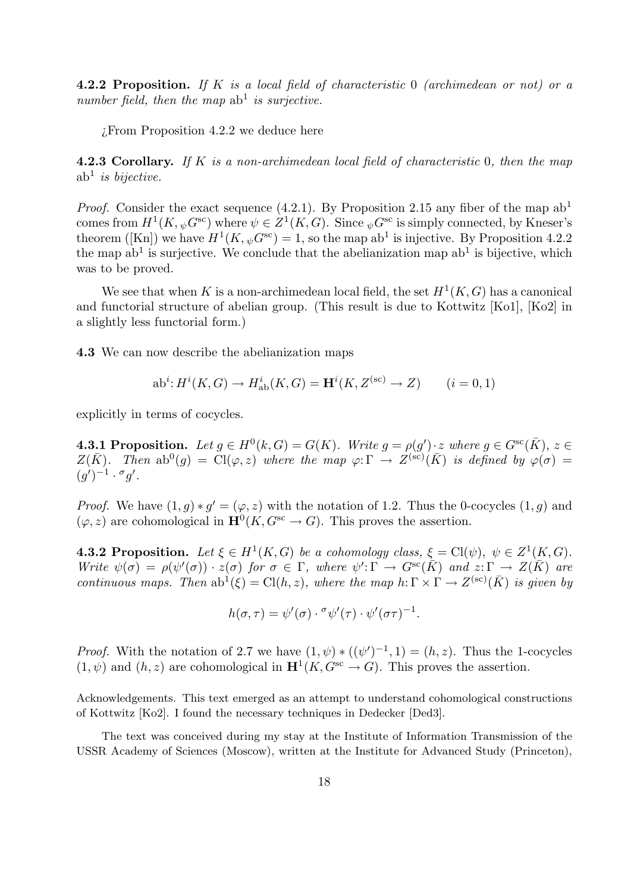**4.2.2 Proposition.** *If $K$ is a local field of characteristic 0 (archimedean or not) or a number field, then the map $\mathrm{ab}^1$ is surjective.*

¿From Proposition 4.2.2 we deduce here

**4.2.3 Corollary.** *If $K$ is a non-archimedean local field of characteristic 0, then the map $\mathrm{ab}^1$ is bijective.*

*Proof.* Consider the exact sequence (4.2.1). By Proposition 2.15 any fiber of the map $\mathrm{ab}^1$ comes from $H^1(K, {}_\psi G^{\mathrm{sc}})$ where $\psi \in Z^1(K, G)$. Since ${}_\psi G^{\mathrm{sc}}$ is simply connected, by Kneser's theorem ([Kn]) we have $H^1(K, {}_\psi G^{\mathrm{sc}}) = 1$, so the map $\mathrm{ab}^1$ is injective. By Proposition 4.2.2 the map $\mathrm{ab}^1$ is surjective. We conclude that the abelianization map $\mathrm{ab}^1$ is bijective, which was to be proved.

We see that when $K$ is a non-archimedean local field, the set $H^1(K, G)$ has a canonical and functorial structure of abelian group. (This result is due to Kottwitz [Ko1], [Ko2] in a slightly less functorial form.)

**4.3** We can now describe the abelianization maps

$$\mathrm{ab}^i \colon H^i(K, G) \to H^i_{\mathrm{ab}}(K, G) = \mathbf{H}^i(K, Z^{(\mathrm{sc})} \to Z) \qquad (i = 0, 1)$$

explicitly in terms of cocycles.

**4.3.1 Proposition.** *Let $g \in H^0(k, G) = G(K)$. Write $g = \rho(g') \cdot z$ where $g \in G^{\mathrm{sc}}(\bar{K})$, $z \in Z(\bar{K})$. Then $\mathrm{ab}^0(g) = \mathrm{Cl}(\varphi, z)$ where the map $\varphi \colon \Gamma \to Z^{(\mathrm{sc})}(\bar{K})$ is defined by $\varphi(\sigma) = (g')^{-1} \cdot {}^\sigma g'$.*

*Proof.* We have $(1, g) * g' = (\varphi, z)$ with the notation of 1.2. Thus the 0-cocycles $(1, g)$ and $(\varphi, z)$ are cohomological in $\mathbf{H}^0(K, G^{\mathrm{sc}} \to G)$. This proves the assertion.

**4.3.2 Proposition.** *Let $\xi \in H^1(K, G)$ be a cohomology class, $\xi = \mathrm{Cl}(\psi)$, $\psi \in Z^1(K, G)$. Write $\psi(\sigma) = \rho(\psi'(\sigma)) \cdot z(\sigma)$ for $\sigma \in \Gamma$, where $\psi' \colon \Gamma \to G^{\mathrm{sc}}(\bar{K})$ and $z \colon \Gamma \to Z(\bar{K})$ are continuous maps. Then $\mathrm{ab}^1(\xi) = \mathrm{Cl}(h, z)$, where the map $h \colon \Gamma \times \Gamma \to Z^{(\mathrm{sc})}(\bar{K})$ is given by*

$$h(\sigma, \tau) = \psi'(\sigma) \cdot {}^\sigma\psi'(\tau) \cdot \psi'(\sigma\tau)^{-1}.$$

*Proof.* With the notation of 2.7 we have $(1, \psi) * ((\psi')^{-1}, 1) = (h, z)$. Thus the 1-cocycles $(1, \psi)$ and $(h, z)$ are cohomological in $\mathbf{H}^1(K, G^{\mathrm{sc}} \to G)$. This proves the assertion.

Acknowledgements. This text emerged as an attempt to understand cohomological constructions of Kottwitz [Ko2]. I found the necessary techniques in Dedecker [Ded3].

The text was conceived during my stay at the Institute of Information Transmission of the USSR Academy of Sciences (Moscow), written at the Institute for Advanced Study (Princeton),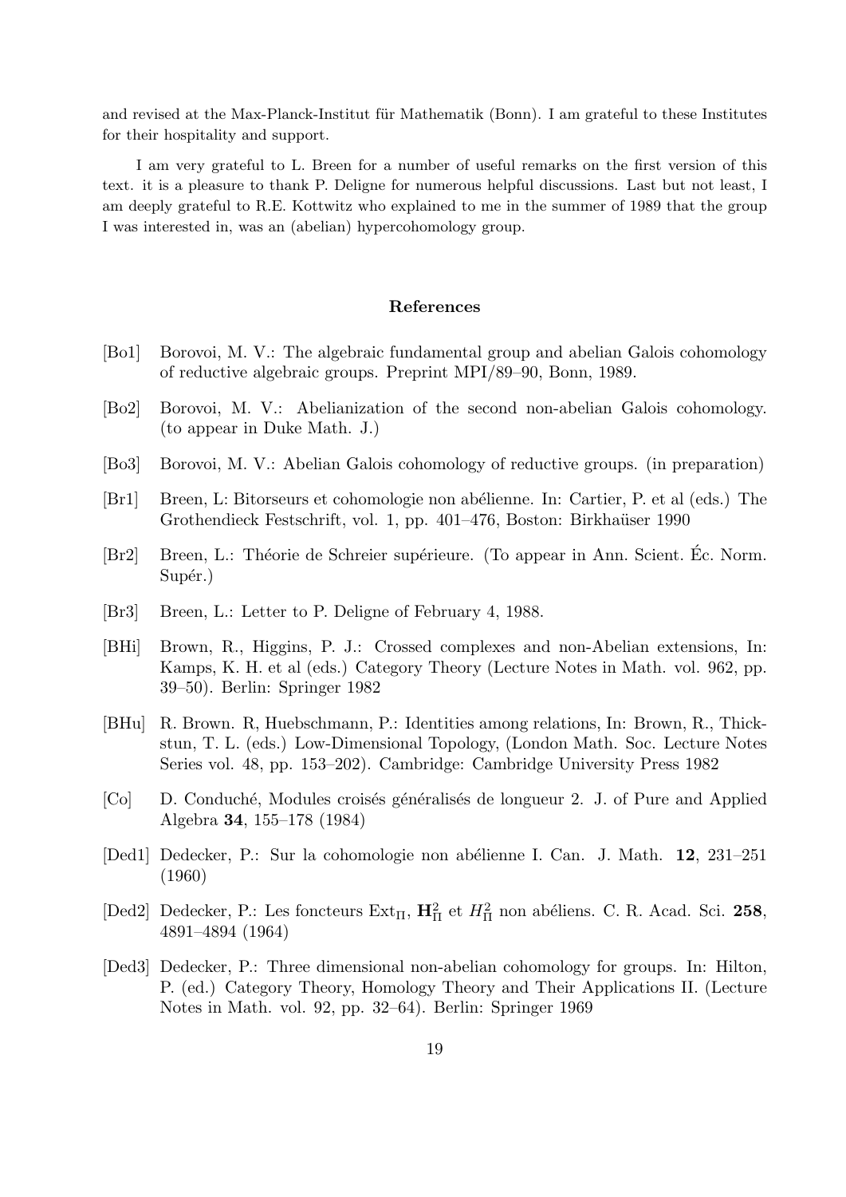and revised at the Max-Planck-Institut für Mathematik (Bonn). I am grateful to these Institutes for their hospitality and support.

I am very grateful to L. Breen for a number of useful remarks on the first version of this text. it is a pleasure to thank P. Deligne for numerous helpful discussions. Last but not least, I am deeply grateful to R.E. Kottwitz who explained to me in the summer of 1989 that the group I was interested in, was an (abelian) hypercohomology group.

## References

[Bo1] Borovoi, M. V.: The algebraic fundamental group and abelian Galois cohomology of reductive algebraic groups. Preprint MPI/89–90, Bonn, 1989.

[Bo2] Borovoi, M. V.: Abelianization of the second non-abelian Galois cohomology. (to appear in Duke Math. J.)

[Bo3] Borovoi, M. V.: Abelian Galois cohomology of reductive groups. (in preparation)

[Br1] Breen, L: Bitorseurs et cohomologie non abélienne. In: Cartier, P. et al (eds.) The Grothendieck Festschrift, vol. 1, pp. 401–476, Boston: Birkhaüser 1990

[Br2] Breen, L.: Théorie de Schreier supérieure. (To appear in Ann. Scient. Éc. Norm. Supér.)

[Br3] Breen, L.: Letter to P. Deligne of February 4, 1988.

[BHi] Brown, R., Higgins, P. J.: Crossed complexes and non-Abelian extensions, In: Kamps, K. H. et al (eds.) Category Theory (Lecture Notes in Math. vol. 962, pp. 39–50). Berlin: Springer 1982

[BHu] R. Brown. R, Huebschmann, P.: Identities among relations, In: Brown, R., Thickstun, T. L. (eds.) Low-Dimensional Topology, (London Math. Soc. Lecture Notes Series vol. 48, pp. 153–202). Cambridge: Cambridge University Press 1982

[Co] D. Conduché, Modules croisés généralisés de longueur 2. J. of Pure and Applied Algebra **34**, 155–178 (1984)

[Ded1] Dedecker, P.: Sur la cohomologie non abélienne I. Can. J. Math. **12**, 231–251 (1960)

[Ded2] Dedecker, P.: Les foncteurs $\mathrm{Ext}_\Pi$, $\mathbf{H}^2_\Pi$ et $H^2_\Pi$ non abéliens. C. R. Acad. Sci. **258**, 4891–4894 (1964)

[Ded3] Dedecker, P.: Three dimensional non-abelian cohomology for groups. In: Hilton, P. (ed.) Category Theory, Homology Theory and Their Applications II. (Lecture Notes in Math. vol. 92, pp. 32–64). Berlin: Springer 1969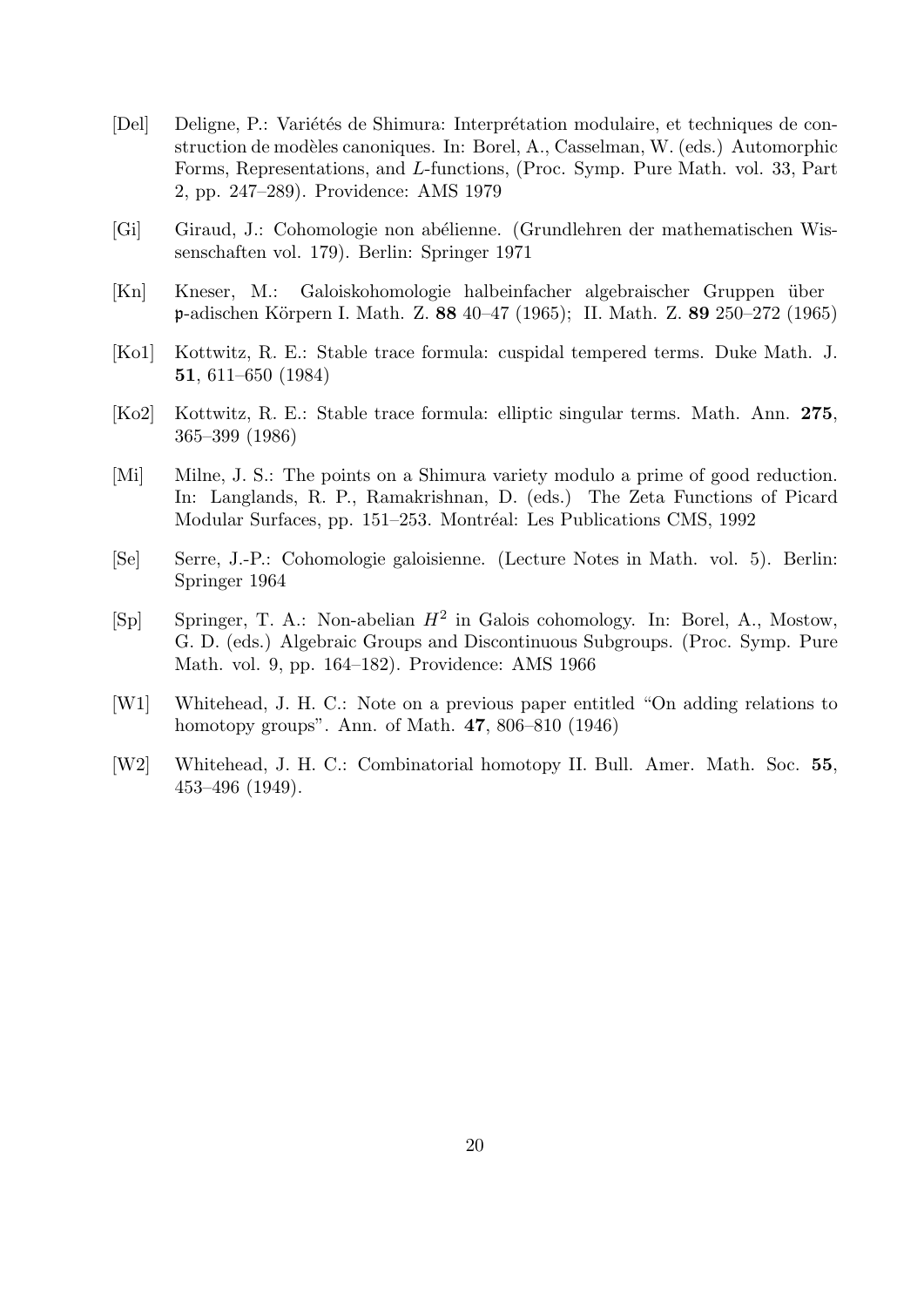[Del] Deligne, P.: Variétés de Shimura: Interprétation modulaire, et techniques de construction de modèles canoniques. In: Borel, A., Casselman, W. (eds.) Automorphic Forms, Representations, and *L*-functions, (Proc. Symp. Pure Math. vol. 33, Part 2, pp. 247–289). Providence: AMS 1979

[Gi] Giraud, J.: Cohomologie non abélienne. (Grundlehren der mathematischen Wissenschaften vol. 179). Berlin: Springer 1971

[Kn] Kneser, M.: Galoiskohomologie halbeinfacher algebraischer Gruppen über $\mathfrak{p}$-adischen Körpern I. Math. Z. **88** 40–47 (1965); II. Math. Z. **89** 250–272 (1965)

[Ko1] Kottwitz, R. E.: Stable trace formula: cuspidal tempered terms. Duke Math. J. **51**, 611–650 (1984)

[Ko2] Kottwitz, R. E.: Stable trace formula: elliptic singular terms. Math. Ann. **275**, 365–399 (1986)

[Mi] Milne, J. S.: The points on a Shimura variety modulo a prime of good reduction. In: Langlands, R. P., Ramakrishnan, D. (eds.) The Zeta Functions of Picard Modular Surfaces, pp. 151–253. Montréal: Les Publications CMS, 1992

[Se] Serre, J.-P.: Cohomologie galoisienne. (Lecture Notes in Math. vol. 5). Berlin: Springer 1964

[Sp] Springer, T. A.: Non-abelian $H^2$ in Galois cohomology. In: Borel, A., Mostow, G. D. (eds.) Algebraic Groups and Discontinuous Subgroups. (Proc. Symp. Pure Math. vol. 9, pp. 164–182). Providence: AMS 1966

[W1] Whitehead, J. H. C.: Note on a previous paper entitled "On adding relations to homotopy groups". Ann. of Math. **47**, 806–810 (1946)

[W2] Whitehead, J. H. C.: Combinatorial homotopy II. Bull. Amer. Math. Soc. **55**, 453–496 (1949).